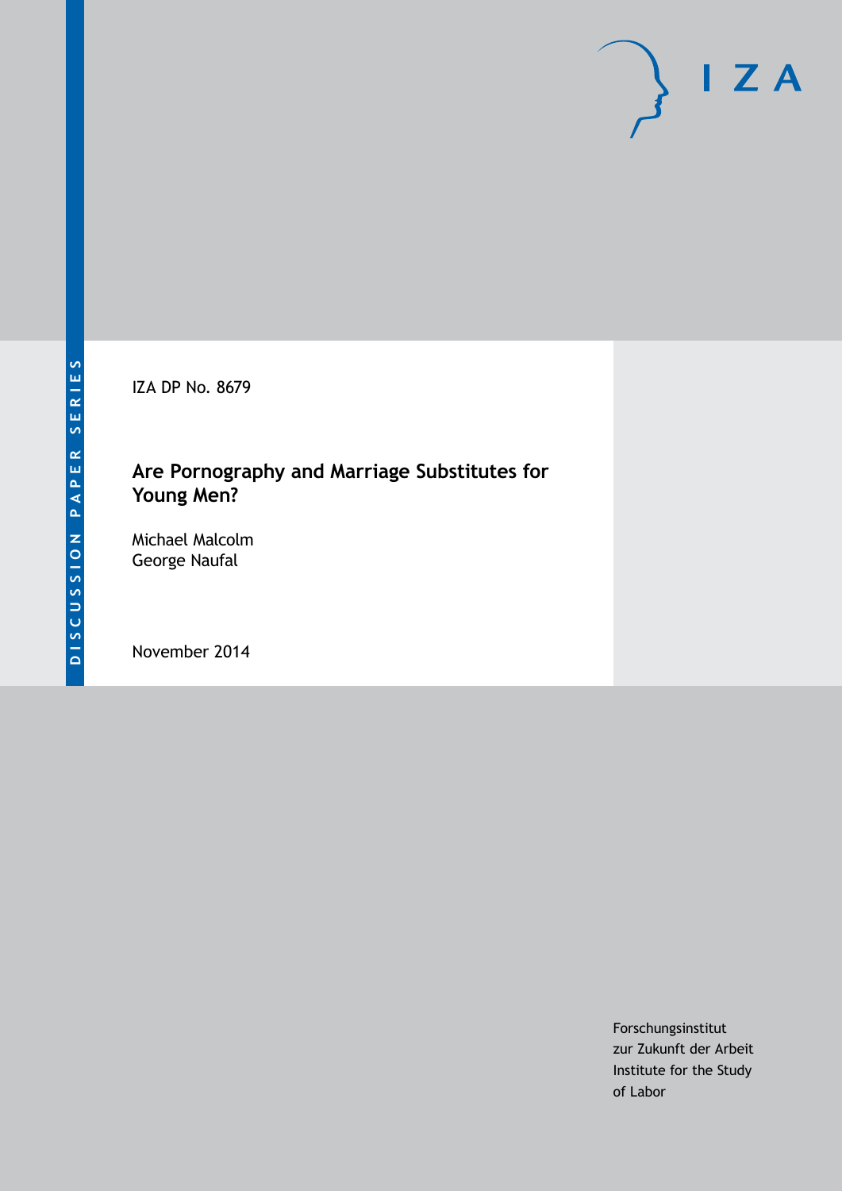DISCUSSION PAPER SERIES

IZA DP No. 8679

# Are Pornography and Marriage Substitutes for Young Men?

Michael Malcolm
George Naufal

November 2014

Forschungsinstitut
zur Zukunft der Arbeit
Institute for the Study
of Labor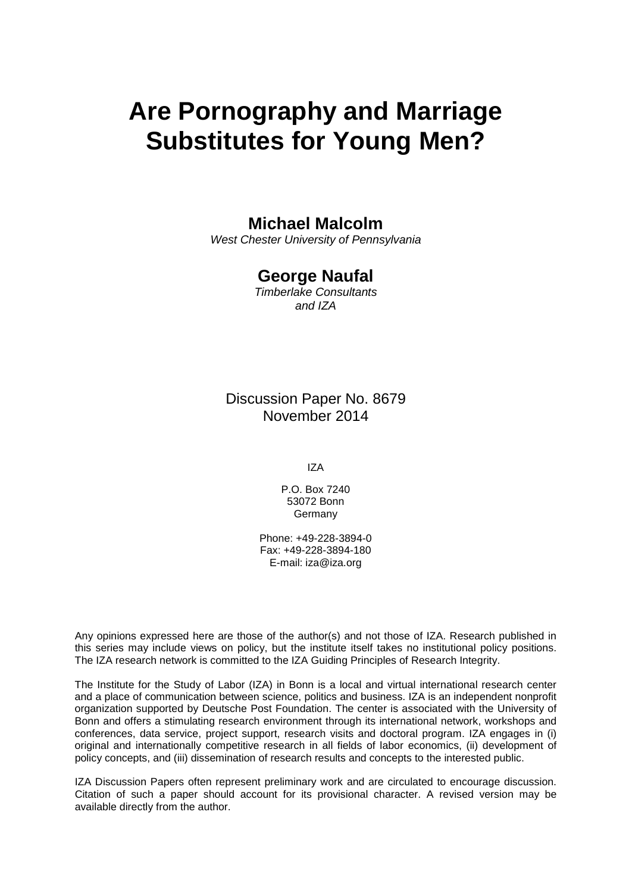# Are Pornography and Marriage Substitutes for Young Men?

**Michael Malcolm**
*West Chester University of Pennsylvania*

**George Naufal**
*Timberlake Consultants and IZA*

Discussion Paper No. 8679
November 2014

IZA

P.O. Box 7240
53072 Bonn
Germany

Phone: +49-228-3894-0
Fax: +49-228-3894-180
E-mail: iza@iza.org

Any opinions expressed here are those of the author(s) and not those of IZA. Research published in this series may include views on policy, but the institute itself takes no institutional policy positions. The IZA research network is committed to the IZA Guiding Principles of Research Integrity.

The Institute for the Study of Labor (IZA) in Bonn is a local and virtual international research center and a place of communication between science, politics and business. IZA is an independent nonprofit organization supported by Deutsche Post Foundation. The center is associated with the University of Bonn and offers a stimulating research environment through its international network, workshops and conferences, data service, project support, research visits and doctoral program. IZA engages in (i) original and internationally competitive research in all fields of labor economics, (ii) development of policy concepts, and (iii) dissemination of research results and concepts to the interested public.

IZA Discussion Papers often represent preliminary work and are circulated to encourage discussion. Citation of such a paper should account for its provisional character. A revised version may be available directly from the author.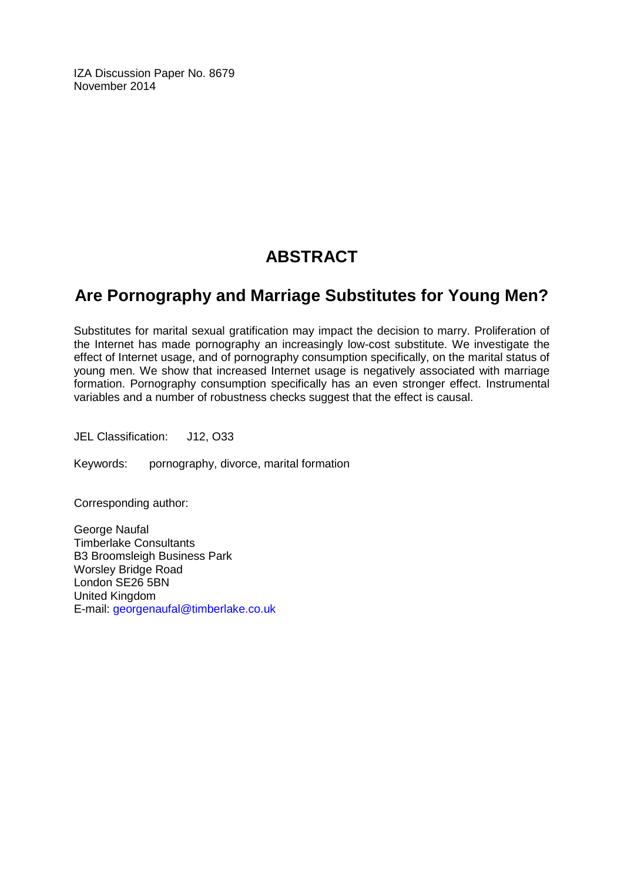IZA Discussion Paper No. 8679
November 2014

# ABSTRACT

## Are Pornography and Marriage Substitutes for Young Men?

Substitutes for marital sexual gratification may impact the decision to marry. Proliferation of the Internet has made pornography an increasingly low-cost substitute. We investigate the effect of Internet usage, and of pornography consumption specifically, on the marital status of young men. We show that increased Internet usage is negatively associated with marriage formation. Pornography consumption specifically has an even stronger effect. Instrumental variables and a number of robustness checks suggest that the effect is causal.

JEL Classification: J12, O33

Keywords: pornography, divorce, marital formation

Corresponding author:

George Naufal
Timberlake Consultants
B3 Broomsleigh Business Park
Worsley Bridge Road
London SE26 5BN
United Kingdom
E-mail: georgenaufal@timberlake.co.uk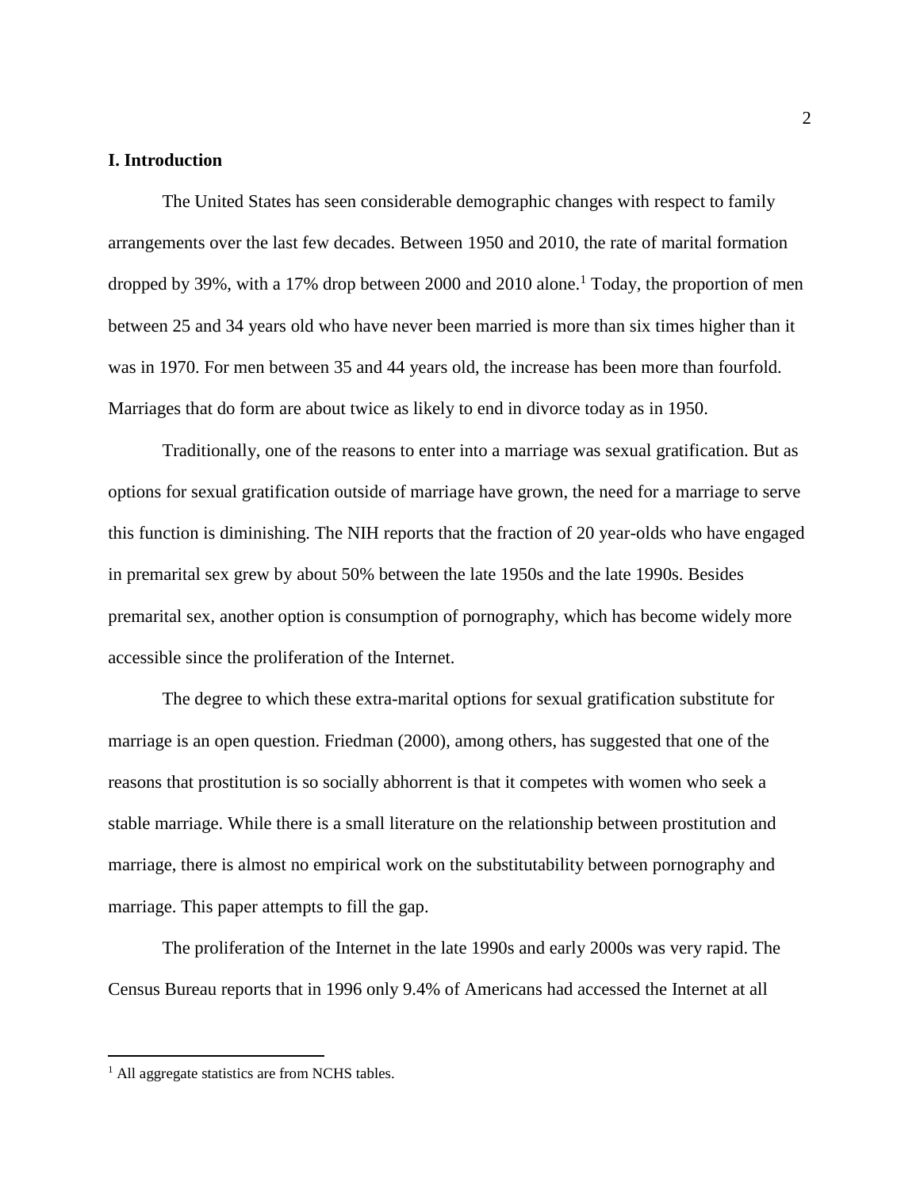## I. Introduction

The United States has seen considerable demographic changes with respect to family arrangements over the last few decades. Between 1950 and 2010, the rate of marital formation dropped by 39%, with a 17% drop between 2000 and 2010 alone.[1] Today, the proportion of men between 25 and 34 years old who have never been married is more than six times higher than it was in 1970. For men between 35 and 44 years old, the increase has been more than fourfold. Marriages that do form are about twice as likely to end in divorce today as in 1950.

Traditionally, one of the reasons to enter into a marriage was sexual gratification. But as options for sexual gratification outside of marriage have grown, the need for a marriage to serve this function is diminishing. The NIH reports that the fraction of 20 year-olds who have engaged in premarital sex grew by about 50% between the late 1950s and the late 1990s. Besides premarital sex, another option is consumption of pornography, which has become widely more accessible since the proliferation of the Internet.

The degree to which these extra-marital options for sexual gratification substitute for marriage is an open question. Friedman (2000), among others, has suggested that one of the reasons that prostitution is so socially abhorrent is that it competes with women who seek a stable marriage. While there is a small literature on the relationship between prostitution and marriage, there is almost no empirical work on the substitutability between pornography and marriage. This paper attempts to fill the gap.

The proliferation of the Internet in the late 1990s and early 2000s was very rapid. The Census Bureau reports that in 1996 only 9.4% of Americans had accessed the Internet at all

[1] All aggregate statistics are from NCHS tables.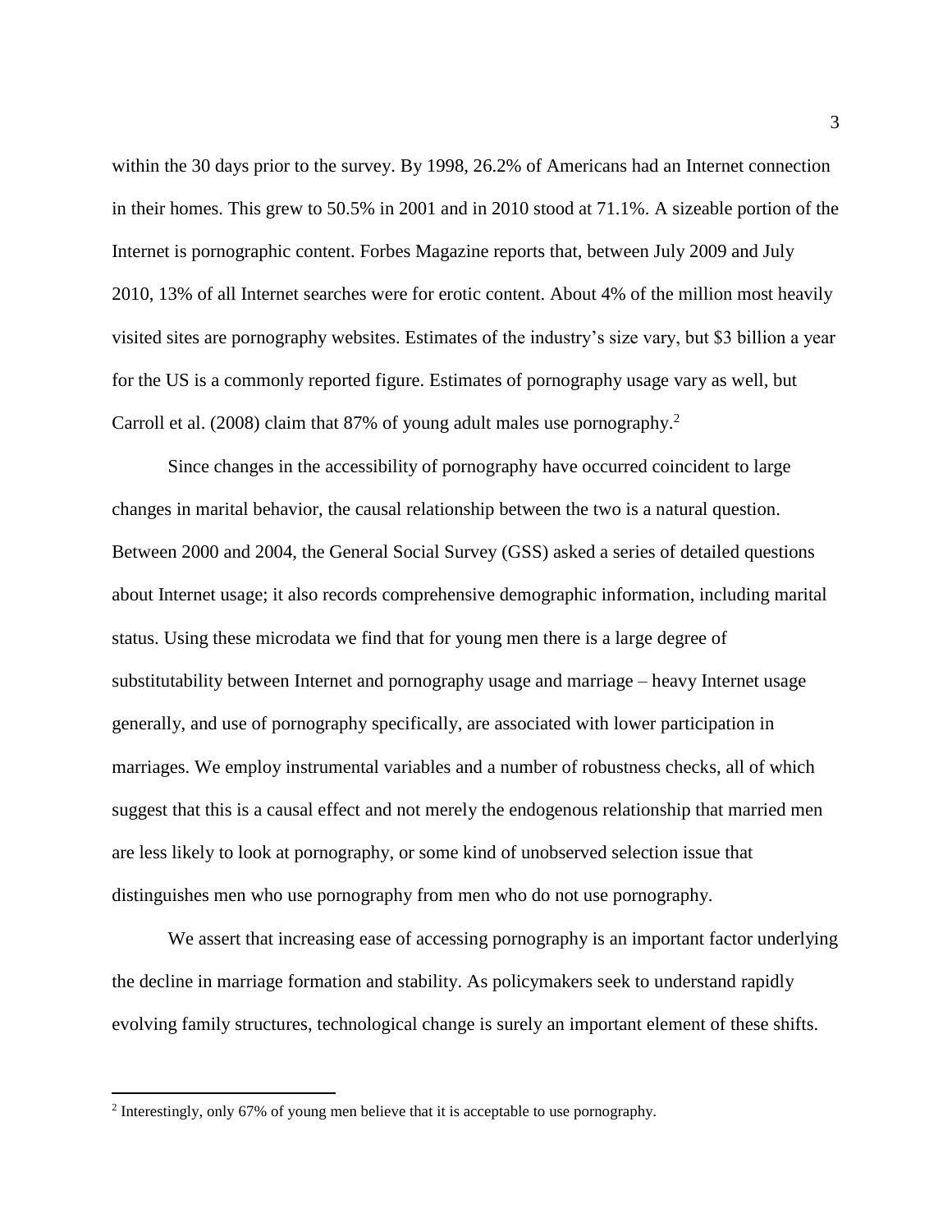within the 30 days prior to the survey. By 1998, 26.2% of Americans had an Internet connection in their homes. This grew to 50.5% in 2001 and in 2010 stood at 71.1%. A sizeable portion of the Internet is pornographic content. Forbes Magazine reports that, between July 2009 and July 2010, 13% of all Internet searches were for erotic content. About 4% of the million most heavily visited sites are pornography websites. Estimates of the industry's size vary, but \$3 billion a year for the US is a commonly reported figure. Estimates of pornography usage vary as well, but Carroll et al. (2008) claim that 87% of young adult males use pornography.[2]

Since changes in the accessibility of pornography have occurred coincident to large changes in marital behavior, the causal relationship between the two is a natural question. Between 2000 and 2004, the General Social Survey (GSS) asked a series of detailed questions about Internet usage; it also records comprehensive demographic information, including marital status. Using these microdata we find that for young men there is a large degree of substitutability between Internet and pornography usage and marriage – heavy Internet usage generally, and use of pornography specifically, are associated with lower participation in marriages. We employ instrumental variables and a number of robustness checks, all of which suggest that this is a causal effect and not merely the endogenous relationship that married men are less likely to look at pornography, or some kind of unobserved selection issue that distinguishes men who use pornography from men who do not use pornography.

We assert that increasing ease of accessing pornography is an important factor underlying the decline in marriage formation and stability. As policymakers seek to understand rapidly evolving family structures, technological change is surely an important element of these shifts.

[2] Interestingly, only 67% of young men believe that it is acceptable to use pornography.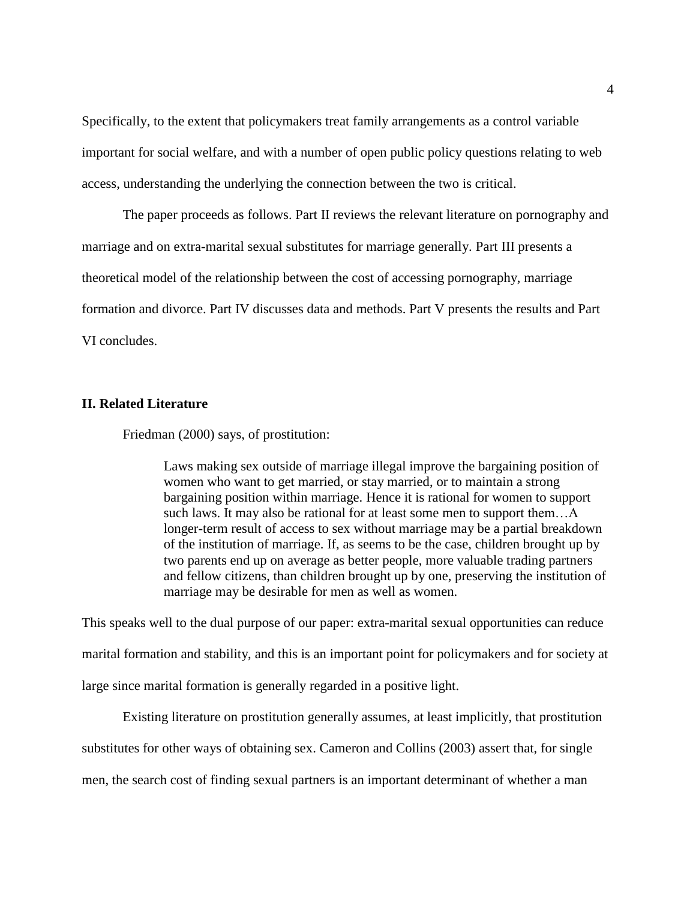Specifically, to the extent that policymakers treat family arrangements as a control variable important for social welfare, and with a number of open public policy questions relating to web access, understanding the underlying the connection between the two is critical.

The paper proceeds as follows. Part II reviews the relevant literature on pornography and marriage and on extra-marital sexual substitutes for marriage generally. Part III presents a theoretical model of the relationship between the cost of accessing pornography, marriage formation and divorce. Part IV discusses data and methods. Part V presents the results and Part VI concludes.

## II. Related Literature

Friedman (2000) says, of prostitution:

> Laws making sex outside of marriage illegal improve the bargaining position of women who want to get married, or stay married, or to maintain a strong bargaining position within marriage. Hence it is rational for women to support such laws. It may also be rational for at least some men to support them…A longer-term result of access to sex without marriage may be a partial breakdown of the institution of marriage. If, as seems to be the case, children brought up by two parents end up on average as better people, more valuable trading partners and fellow citizens, than children brought up by one, preserving the institution of marriage may be desirable for men as well as women.

This speaks well to the dual purpose of our paper: extra-marital sexual opportunities can reduce marital formation and stability, and this is an important point for policymakers and for society at large since marital formation is generally regarded in a positive light.

Existing literature on prostitution generally assumes, at least implicitly, that prostitution substitutes for other ways of obtaining sex. Cameron and Collins (2003) assert that, for single men, the search cost of finding sexual partners is an important determinant of whether a man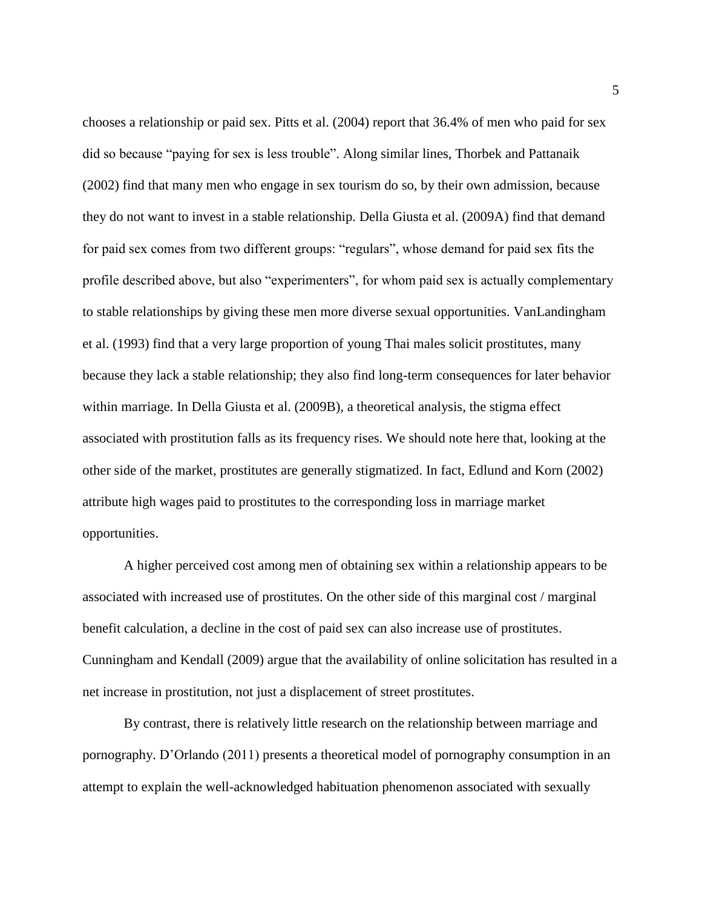chooses a relationship or paid sex. Pitts et al. (2004) report that 36.4% of men who paid for sex did so because "paying for sex is less trouble". Along similar lines, Thorbek and Pattanaik (2002) find that many men who engage in sex tourism do so, by their own admission, because they do not want to invest in a stable relationship. Della Giusta et al. (2009A) find that demand for paid sex comes from two different groups: "regulars", whose demand for paid sex fits the profile described above, but also "experimenters", for whom paid sex is actually complementary to stable relationships by giving these men more diverse sexual opportunities. VanLandingham et al. (1993) find that a very large proportion of young Thai males solicit prostitutes, many because they lack a stable relationship; they also find long-term consequences for later behavior within marriage. In Della Giusta et al. (2009B), a theoretical analysis, the stigma effect associated with prostitution falls as its frequency rises. We should note here that, looking at the other side of the market, prostitutes are generally stigmatized. In fact, Edlund and Korn (2002) attribute high wages paid to prostitutes to the corresponding loss in marriage market opportunities.

A higher perceived cost among men of obtaining sex within a relationship appears to be associated with increased use of prostitutes. On the other side of this marginal cost / marginal benefit calculation, a decline in the cost of paid sex can also increase use of prostitutes. Cunningham and Kendall (2009) argue that the availability of online solicitation has resulted in a net increase in prostitution, not just a displacement of street prostitutes.

By contrast, there is relatively little research on the relationship between marriage and pornography. D'Orlando (2011) presents a theoretical model of pornography consumption in an attempt to explain the well-acknowledged habituation phenomenon associated with sexually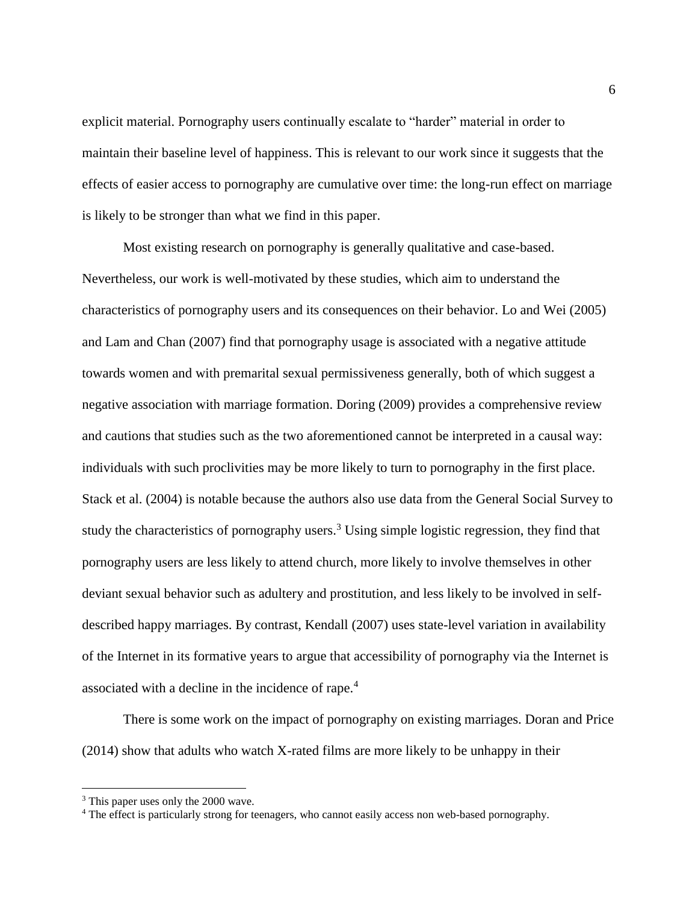explicit material. Pornography users continually escalate to "harder" material in order to maintain their baseline level of happiness. This is relevant to our work since it suggests that the effects of easier access to pornography are cumulative over time: the long-run effect on marriage is likely to be stronger than what we find in this paper.

Most existing research on pornography is generally qualitative and case-based. Nevertheless, our work is well-motivated by these studies, which aim to understand the characteristics of pornography users and its consequences on their behavior. Lo and Wei (2005) and Lam and Chan (2007) find that pornography usage is associated with a negative attitude towards women and with premarital sexual permissiveness generally, both of which suggest a negative association with marriage formation. Doring (2009) provides a comprehensive review and cautions that studies such as the two aforementioned cannot be interpreted in a causal way: individuals with such proclivities may be more likely to turn to pornography in the first place. Stack et al. (2004) is notable because the authors also use data from the General Social Survey to study the characteristics of pornography users.[3] Using simple logistic regression, they find that pornography users are less likely to attend church, more likely to involve themselves in other deviant sexual behavior such as adultery and prostitution, and less likely to be involved in self-described happy marriages. By contrast, Kendall (2007) uses state-level variation in availability of the Internet in its formative years to argue that accessibility of pornography via the Internet is associated with a decline in the incidence of rape.[4]

There is some work on the impact of pornography on existing marriages. Doran and Price (2014) show that adults who watch X-rated films are more likely to be unhappy in their

[3] This paper uses only the 2000 wave.

[4] The effect is particularly strong for teenagers, who cannot easily access non web-based pornography.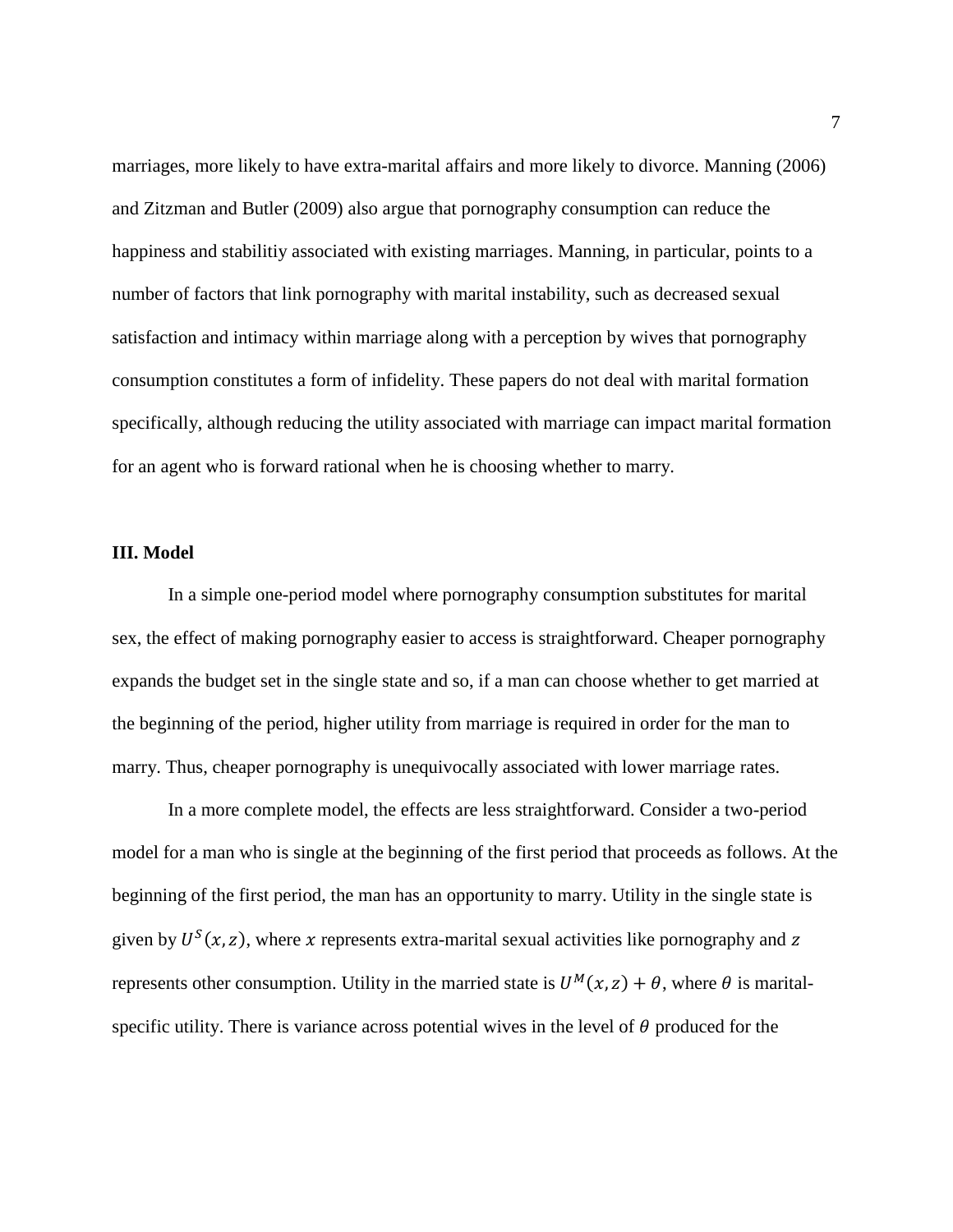marriages, more likely to have extra-marital affairs and more likely to divorce. Manning (2006) and Zitzman and Butler (2009) also argue that pornography consumption can reduce the happiness and stabilitiy associated with existing marriages. Manning, in particular, points to a number of factors that link pornography with marital instability, such as decreased sexual satisfaction and intimacy within marriage along with a perception by wives that pornography consumption constitutes a form of infidelity. These papers do not deal with marital formation specifically, although reducing the utility associated with marriage can impact marital formation for an agent who is forward rational when he is choosing whether to marry.

## III. Model

In a simple one-period model where pornography consumption substitutes for marital sex, the effect of making pornography easier to access is straightforward. Cheaper pornography expands the budget set in the single state and so, if a man can choose whether to get married at the beginning of the period, higher utility from marriage is required in order for the man to marry. Thus, cheaper pornography is unequivocally associated with lower marriage rates.

In a more complete model, the effects are less straightforward. Consider a two-period model for a man who is single at the beginning of the first period that proceeds as follows. At the beginning of the first period, the man has an opportunity to marry. Utility in the single state is given by $U^S(x, z)$, where $x$ represents extra-marital sexual activities like pornography and $z$ represents other consumption. Utility in the married state is $U^M(x, z) + \theta$, where $\theta$ is marital-specific utility. There is variance across potential wives in the level of $\theta$ produced for the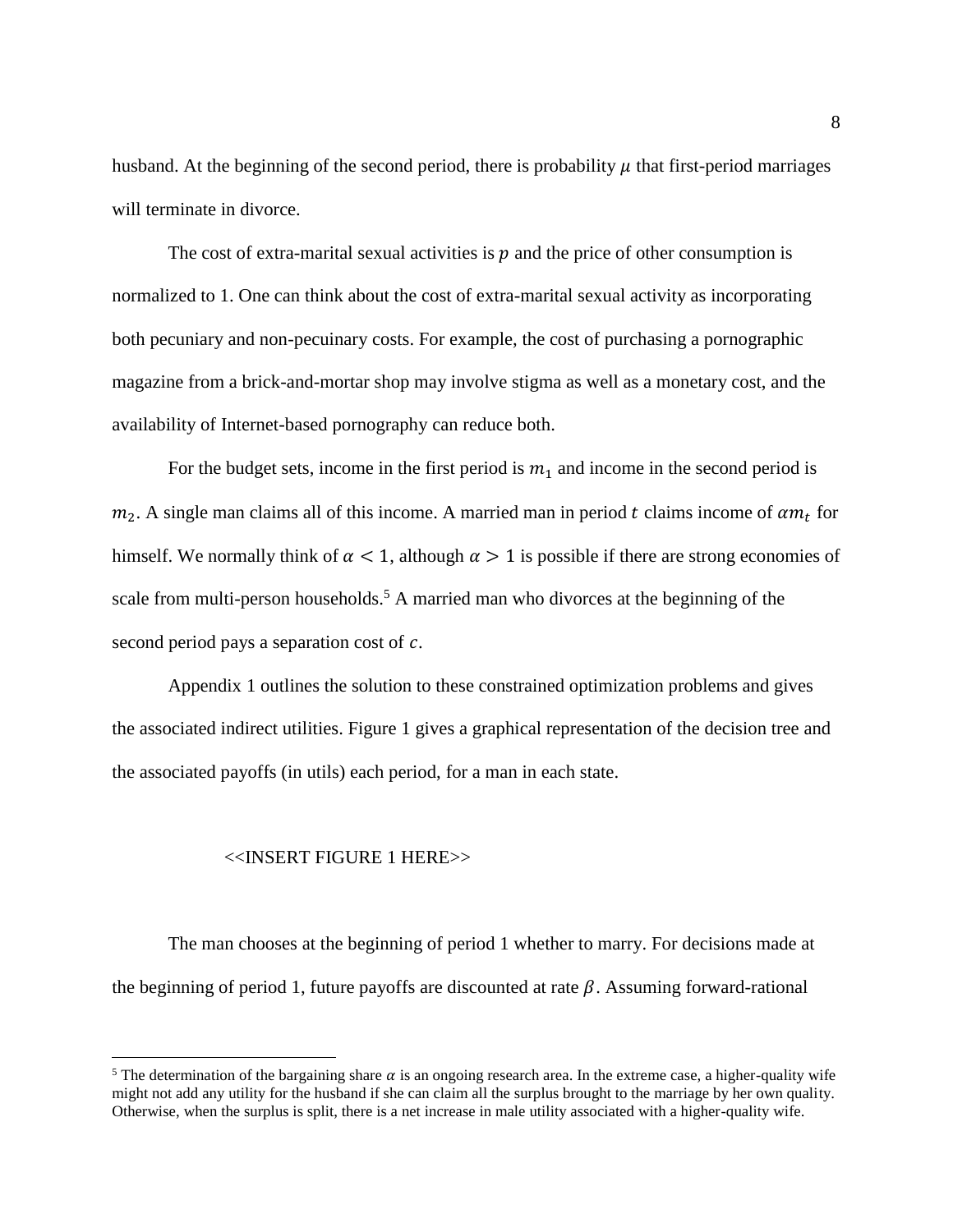husband. At the beginning of the second period, there is probability $\mu$ that first-period marriages will terminate in divorce.

The cost of extra-marital sexual activities is $p$ and the price of other consumption is normalized to 1. One can think about the cost of extra-marital sexual activity as incorporating both pecuniary and non-pecuinary costs. For example, the cost of purchasing a pornographic magazine from a brick-and-mortar shop may involve stigma as well as a monetary cost, and the availability of Internet-based pornography can reduce both.

For the budget sets, income in the first period is $m_1$ and income in the second period is $m_2$. A single man claims all of this income. A married man in period $t$ claims income of $\alpha m_t$ for himself. We normally think of $\alpha < 1$, although $\alpha > 1$ is possible if there are strong economies of scale from multi-person households.[5] A married man who divorces at the beginning of the second period pays a separation cost of $c$.

Appendix 1 outlines the solution to these constrained optimization problems and gives the associated indirect utilities. Figure 1 gives a graphical representation of the decision tree and the associated payoffs (in utils) each period, for a man in each state.

<<INSERT FIGURE 1 HERE>>

The man chooses at the beginning of period 1 whether to marry. For decisions made at the beginning of period 1, future payoffs are discounted at rate $\beta$. Assuming forward-rational

[5] The determination of the bargaining share $\alpha$ is an ongoing research area. In the extreme case, a higher-quality wife might not add any utility for the husband if she can claim all the surplus brought to the marriage by her own quality. Otherwise, when the surplus is split, there is a net increase in male utility associated with a higher-quality wife.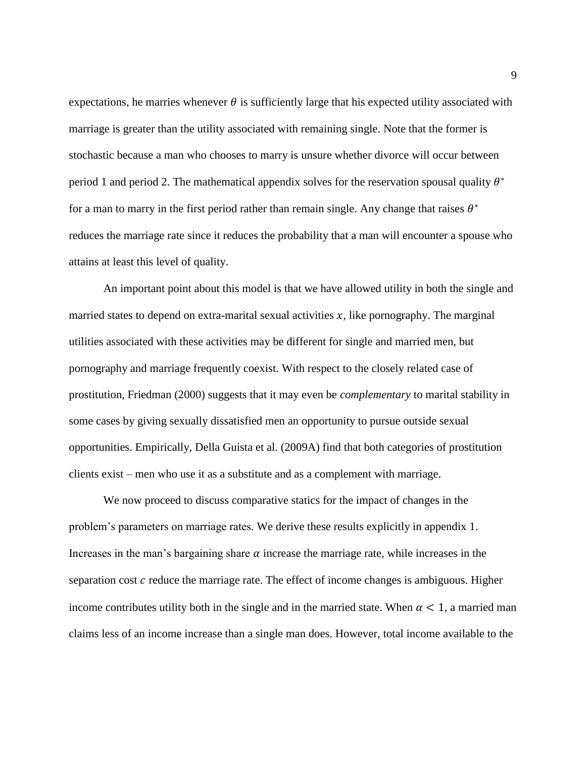expectations, he marries whenever $\theta$ is sufficiently large that his expected utility associated with marriage is greater than the utility associated with remaining single. Note that the former is stochastic because a man who chooses to marry is unsure whether divorce will occur between period 1 and period 2. The mathematical appendix solves for the reservation spousal quality $\theta^*$ for a man to marry in the first period rather than remain single. Any change that raises $\theta^*$ reduces the marriage rate since it reduces the probability that a man will encounter a spouse who attains at least this level of quality.

An important point about this model is that we have allowed utility in both the single and married states to depend on extra-marital sexual activities $x$, like pornography. The marginal utilities associated with these activities may be different for single and married men, but pornography and marriage frequently coexist. With respect to the closely related case of prostitution, Friedman (2000) suggests that it may even be *complementary* to marital stability in some cases by giving sexually dissatisfied men an opportunity to pursue outside sexual opportunities. Empirically, Della Guista et al. (2009A) find that both categories of prostitution clients exist – men who use it as a substitute and as a complement with marriage.

We now proceed to discuss comparative statics for the impact of changes in the problem's parameters on marriage rates. We derive these results explicitly in appendix 1. Increases in the man's bargaining share $\alpha$ increase the marriage rate, while increases in the separation cost $c$ reduce the marriage rate. The effect of income changes is ambiguous. Higher income contributes utility both in the single and in the married state. When $\alpha < 1$, a married man claims less of an income increase than a single man does. However, total income available to the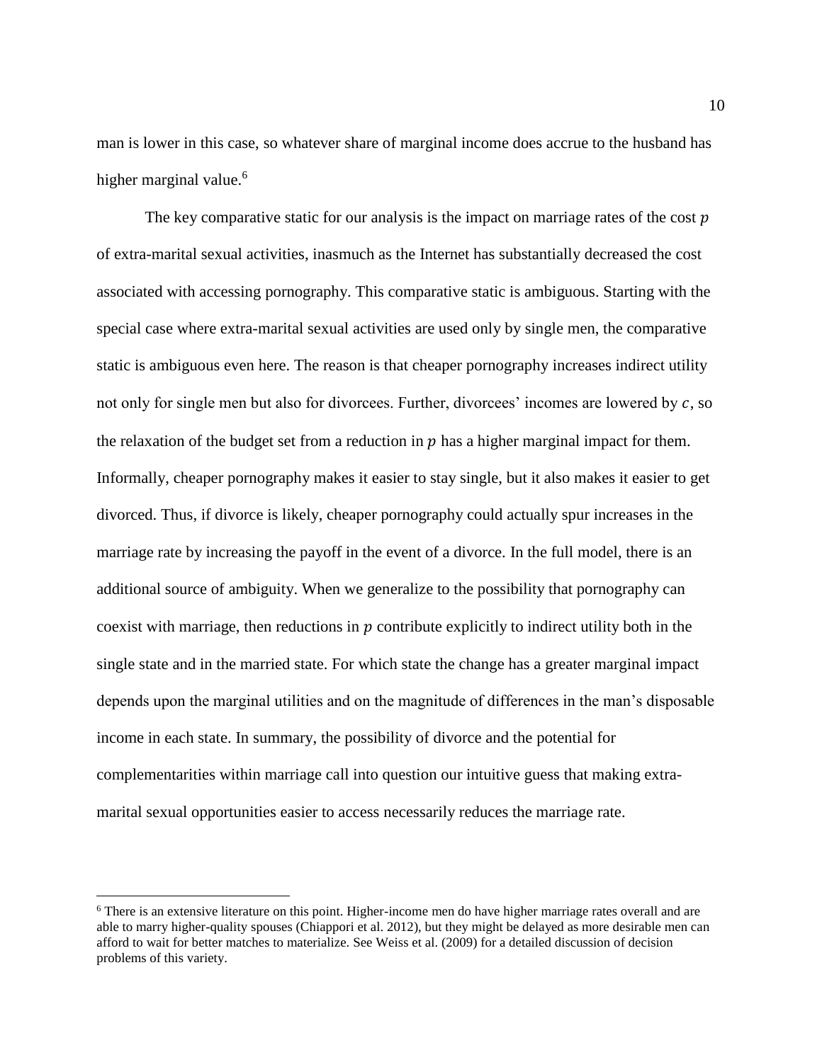man is lower in this case, so whatever share of marginal income does accrue to the husband has higher marginal value.[6]

The key comparative static for our analysis is the impact on marriage rates of the cost $p$ of extra-marital sexual activities, inasmuch as the Internet has substantially decreased the cost associated with accessing pornography. This comparative static is ambiguous. Starting with the special case where extra-marital sexual activities are used only by single men, the comparative static is ambiguous even here. The reason is that cheaper pornography increases indirect utility not only for single men but also for divorcees. Further, divorcees' incomes are lowered by $c$, so the relaxation of the budget set from a reduction in $p$ has a higher marginal impact for them. Informally, cheaper pornography makes it easier to stay single, but it also makes it easier to get divorced. Thus, if divorce is likely, cheaper pornography could actually spur increases in the marriage rate by increasing the payoff in the event of a divorce. In the full model, there is an additional source of ambiguity. When we generalize to the possibility that pornography can coexist with marriage, then reductions in $p$ contribute explicitly to indirect utility both in the single state and in the married state. For which state the change has a greater marginal impact depends upon the marginal utilities and on the magnitude of differences in the man's disposable income in each state. In summary, the possibility of divorce and the potential for complementarities within marriage call into question our intuitive guess that making extra-marital sexual opportunities easier to access necessarily reduces the marriage rate.

[6] There is an extensive literature on this point. Higher-income men do have higher marriage rates overall and are able to marry higher-quality spouses (Chiappori et al. 2012), but they might be delayed as more desirable men can afford to wait for better matches to materialize. See Weiss et al. (2009) for a detailed discussion of decision problems of this variety.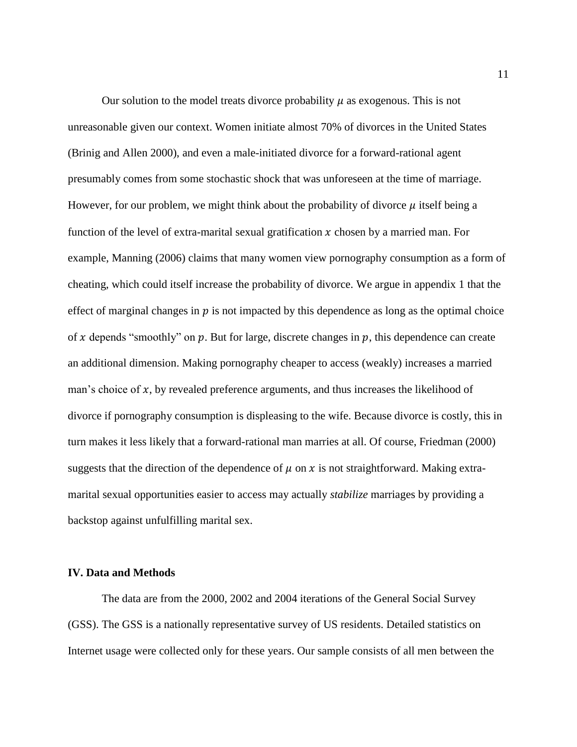Our solution to the model treats divorce probability $\mu$ as exogenous. This is not unreasonable given our context. Women initiate almost 70% of divorces in the United States (Brinig and Allen 2000), and even a male-initiated divorce for a forward-rational agent presumably comes from some stochastic shock that was unforeseen at the time of marriage. However, for our problem, we might think about the probability of divorce $\mu$ itself being a function of the level of extra-marital sexual gratification $x$ chosen by a married man. For example, Manning (2006) claims that many women view pornography consumption as a form of cheating, which could itself increase the probability of divorce. We argue in appendix 1 that the effect of marginal changes in $p$ is not impacted by this dependence as long as the optimal choice of $x$ depends "smoothly" on $p$. But for large, discrete changes in $p$, this dependence can create an additional dimension. Making pornography cheaper to access (weakly) increases a married man's choice of $x$, by revealed preference arguments, and thus increases the likelihood of divorce if pornography consumption is displeasing to the wife. Because divorce is costly, this in turn makes it less likely that a forward-rational man marries at all. Of course, Friedman (2000) suggests that the direction of the dependence of $\mu$ on $x$ is not straightforward. Making extra-marital sexual opportunities easier to access may actually *stabilize* marriages by providing a backstop against unfulfilling marital sex.

## IV. Data and Methods

The data are from the 2000, 2002 and 2004 iterations of the General Social Survey (GSS). The GSS is a nationally representative survey of US residents. Detailed statistics on Internet usage were collected only for these years. Our sample consists of all men between the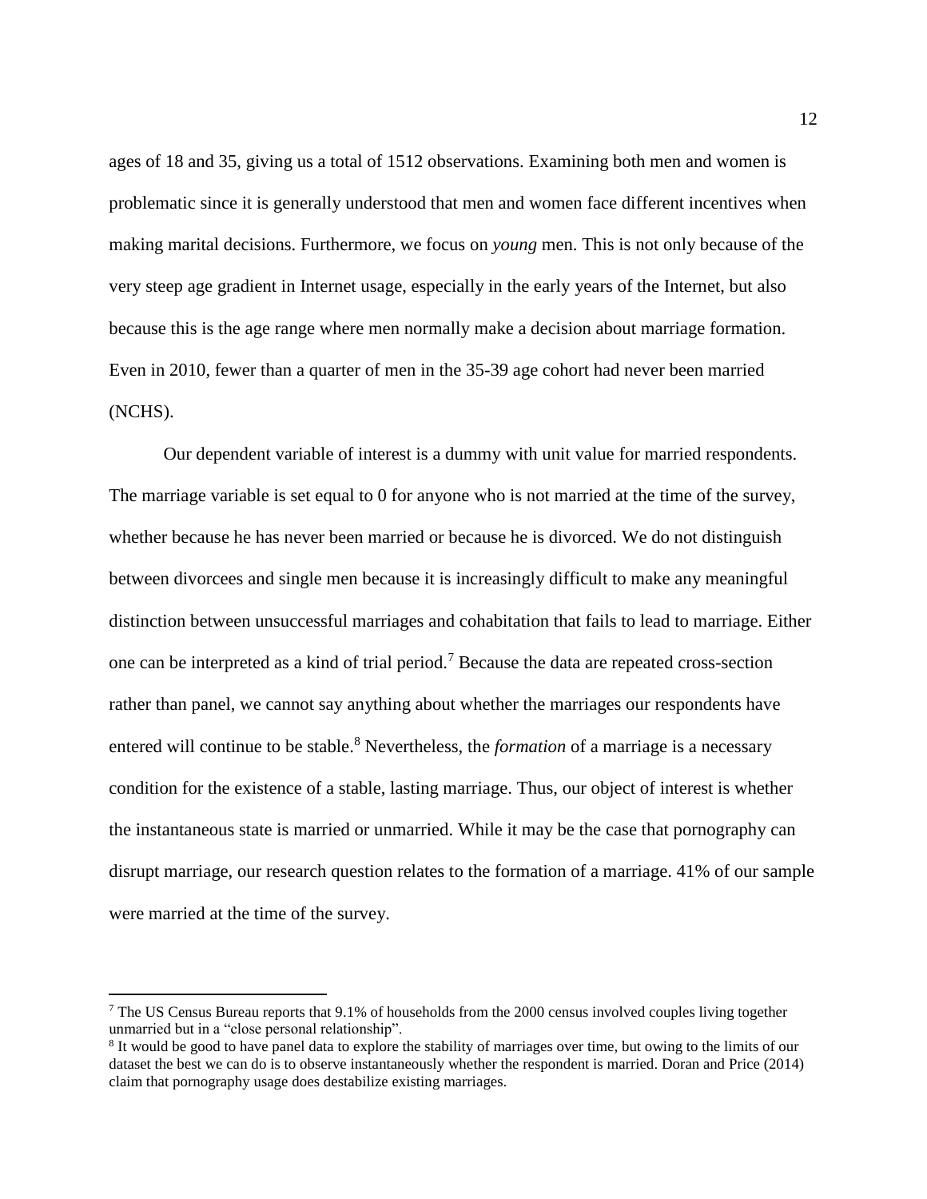ages of 18 and 35, giving us a total of 1512 observations. Examining both men and women is problematic since it is generally understood that men and women face different incentives when making marital decisions. Furthermore, we focus on *young* men. This is not only because of the very steep age gradient in Internet usage, especially in the early years of the Internet, but also because this is the age range where men normally make a decision about marriage formation. Even in 2010, fewer than a quarter of men in the 35-39 age cohort had never been married (NCHS).

Our dependent variable of interest is a dummy with unit value for married respondents. The marriage variable is set equal to 0 for anyone who is not married at the time of the survey, whether because he has never been married or because he is divorced. We do not distinguish between divorcees and single men because it is increasingly difficult to make any meaningful distinction between unsuccessful marriages and cohabitation that fails to lead to marriage. Either one can be interpreted as a kind of trial period.[7] Because the data are repeated cross-section rather than panel, we cannot say anything about whether the marriages our respondents have entered will continue to be stable.[8] Nevertheless, the *formation* of a marriage is a necessary condition for the existence of a stable, lasting marriage. Thus, our object of interest is whether the instantaneous state is married or unmarried. While it may be the case that pornography can disrupt marriage, our research question relates to the formation of a marriage. 41% of our sample were married at the time of the survey.

---

[7] The US Census Bureau reports that 9.1% of households from the 2000 census involved couples living together unmarried but in a "close personal relationship".

[8] It would be good to have panel data to explore the stability of marriages over time, but owing to the limits of our dataset the best we can do is to observe instantaneously whether the respondent is married. Doran and Price (2014) claim that pornography usage does destabilize existing marriages.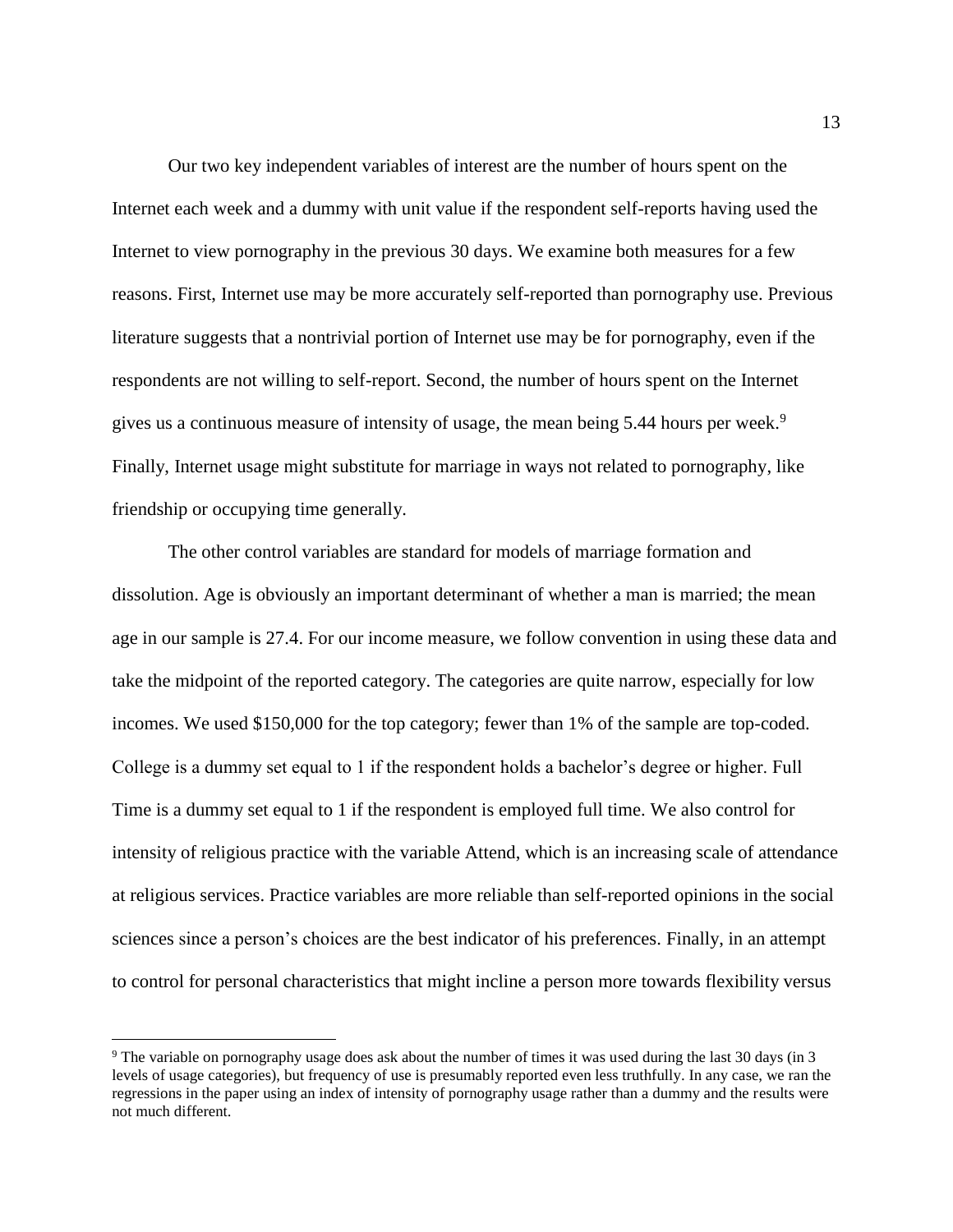Our two key independent variables of interest are the number of hours spent on the Internet each week and a dummy with unit value if the respondent self-reports having used the Internet to view pornography in the previous 30 days. We examine both measures for a few reasons. First, Internet use may be more accurately self-reported than pornography use. Previous literature suggests that a nontrivial portion of Internet use may be for pornography, even if the respondents are not willing to self-report. Second, the number of hours spent on the Internet gives us a continuous measure of intensity of usage, the mean being 5.44 hours per week.[9] Finally, Internet usage might substitute for marriage in ways not related to pornography, like friendship or occupying time generally.

The other control variables are standard for models of marriage formation and dissolution. Age is obviously an important determinant of whether a man is married; the mean age in our sample is 27.4. For our income measure, we follow convention in using these data and take the midpoint of the reported category. The categories are quite narrow, especially for low incomes. We used $150,000 for the top category; fewer than 1% of the sample are top-coded. College is a dummy set equal to 1 if the respondent holds a bachelor's degree or higher. Full Time is a dummy set equal to 1 if the respondent is employed full time. We also control for intensity of religious practice with the variable Attend, which is an increasing scale of attendance at religious services. Practice variables are more reliable than self-reported opinions in the social sciences since a person's choices are the best indicator of his preferences. Finally, in an attempt to control for personal characteristics that might incline a person more towards flexibility versus

[9] The variable on pornography usage does ask about the number of times it was used during the last 30 days (in 3 levels of usage categories), but frequency of use is presumably reported even less truthfully. In any case, we ran the regressions in the paper using an index of intensity of pornography usage rather than a dummy and the results were not much different.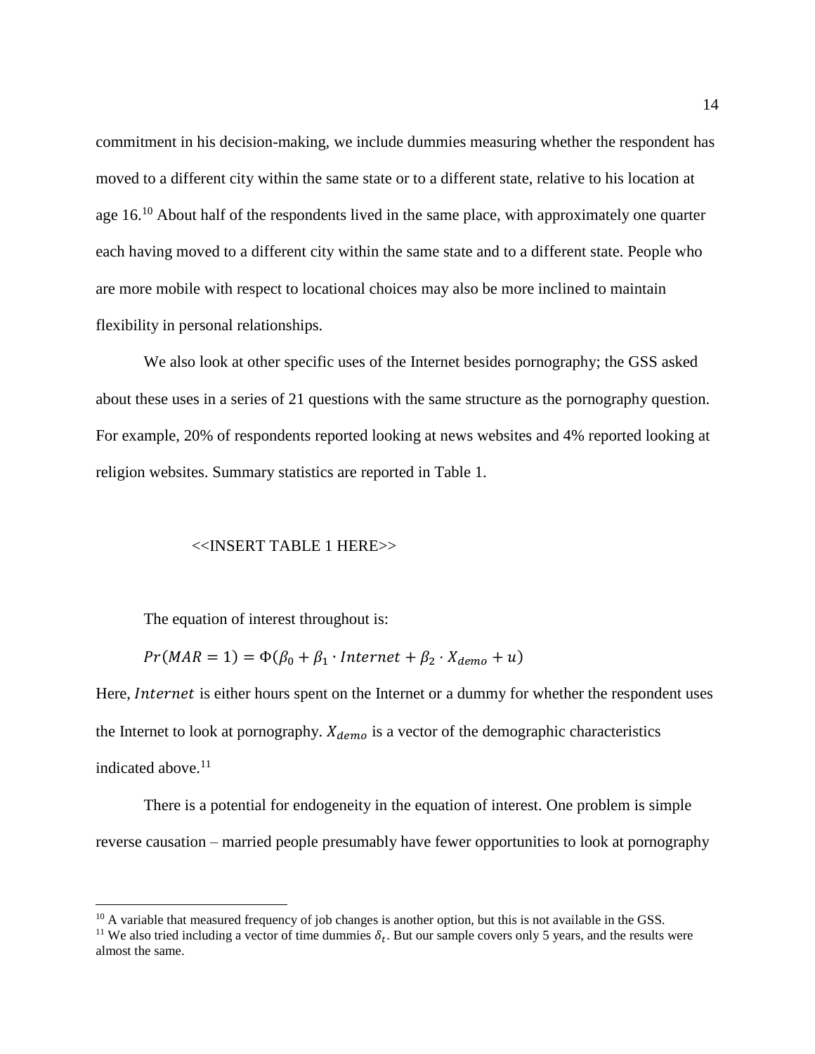commitment in his decision-making, we include dummies measuring whether the respondent has moved to a different city within the same state or to a different state, relative to his location at age 16.[10] About half of the respondents lived in the same place, with approximately one quarter each having moved to a different city within the same state and to a different state. People who are more mobile with respect to locational choices may also be more inclined to maintain flexibility in personal relationships.

We also look at other specific uses of the Internet besides pornography; the GSS asked about these uses in a series of 21 questions with the same structure as the pornography question. For example, 20% of respondents reported looking at news websites and 4% reported looking at religion websites. Summary statistics are reported in Table 1.

<<INSERT TABLE 1 HERE>>

The equation of interest throughout is:

$$Pr(MAR = 1) = \Phi(\beta_0 + \beta_1 \cdot Internet + \beta_2 \cdot X_{demo} + u)$$

Here, $Internet$ is either hours spent on the Internet or a dummy for whether the respondent uses the Internet to look at pornography. $X_{demo}$ is a vector of the demographic characteristics indicated above.[11]

There is a potential for endogeneity in the equation of interest. One problem is simple reverse causation – married people presumably have fewer opportunities to look at pornography

[10] A variable that measured frequency of job changes is another option, but this is not available in the GSS.

[11] We also tried including a vector of time dummies $\delta_t$. But our sample covers only 5 years, and the results were almost the same.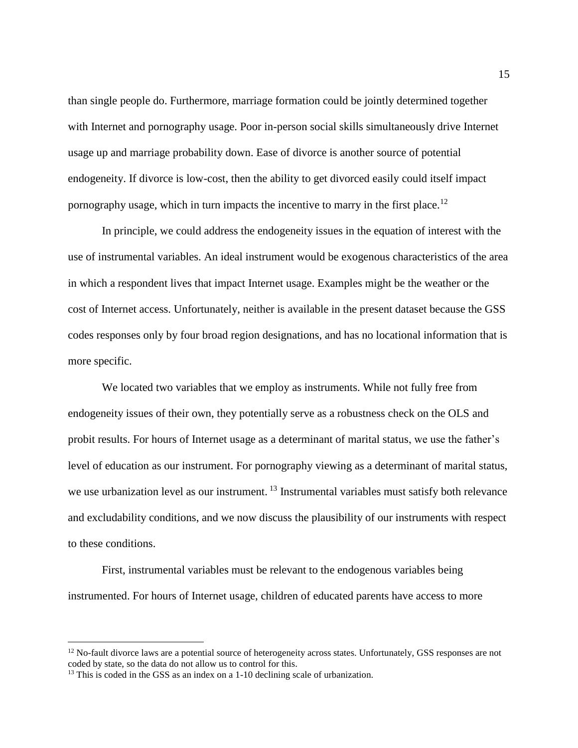than single people do. Furthermore, marriage formation could be jointly determined together with Internet and pornography usage. Poor in-person social skills simultaneously drive Internet usage up and marriage probability down. Ease of divorce is another source of potential endogeneity. If divorce is low-cost, then the ability to get divorced easily could itself impact pornography usage, which in turn impacts the incentive to marry in the first place.[12]

In principle, we could address the endogeneity issues in the equation of interest with the use of instrumental variables. An ideal instrument would be exogenous characteristics of the area in which a respondent lives that impact Internet usage. Examples might be the weather or the cost of Internet access. Unfortunately, neither is available in the present dataset because the GSS codes responses only by four broad region designations, and has no locational information that is more specific.

We located two variables that we employ as instruments. While not fully free from endogeneity issues of their own, they potentially serve as a robustness check on the OLS and probit results. For hours of Internet usage as a determinant of marital status, we use the father's level of education as our instrument. For pornography viewing as a determinant of marital status, we use urbanization level as our instrument. [13] Instrumental variables must satisfy both relevance and excludability conditions, and we now discuss the plausibility of our instruments with respect to these conditions.

First, instrumental variables must be relevant to the endogenous variables being instrumented. For hours of Internet usage, children of educated parents have access to more

---

[12] No-fault divorce laws are a potential source of heterogeneity across states. Unfortunately, GSS responses are not coded by state, so the data do not allow us to control for this.

[13] This is coded in the GSS as an index on a 1-10 declining scale of urbanization.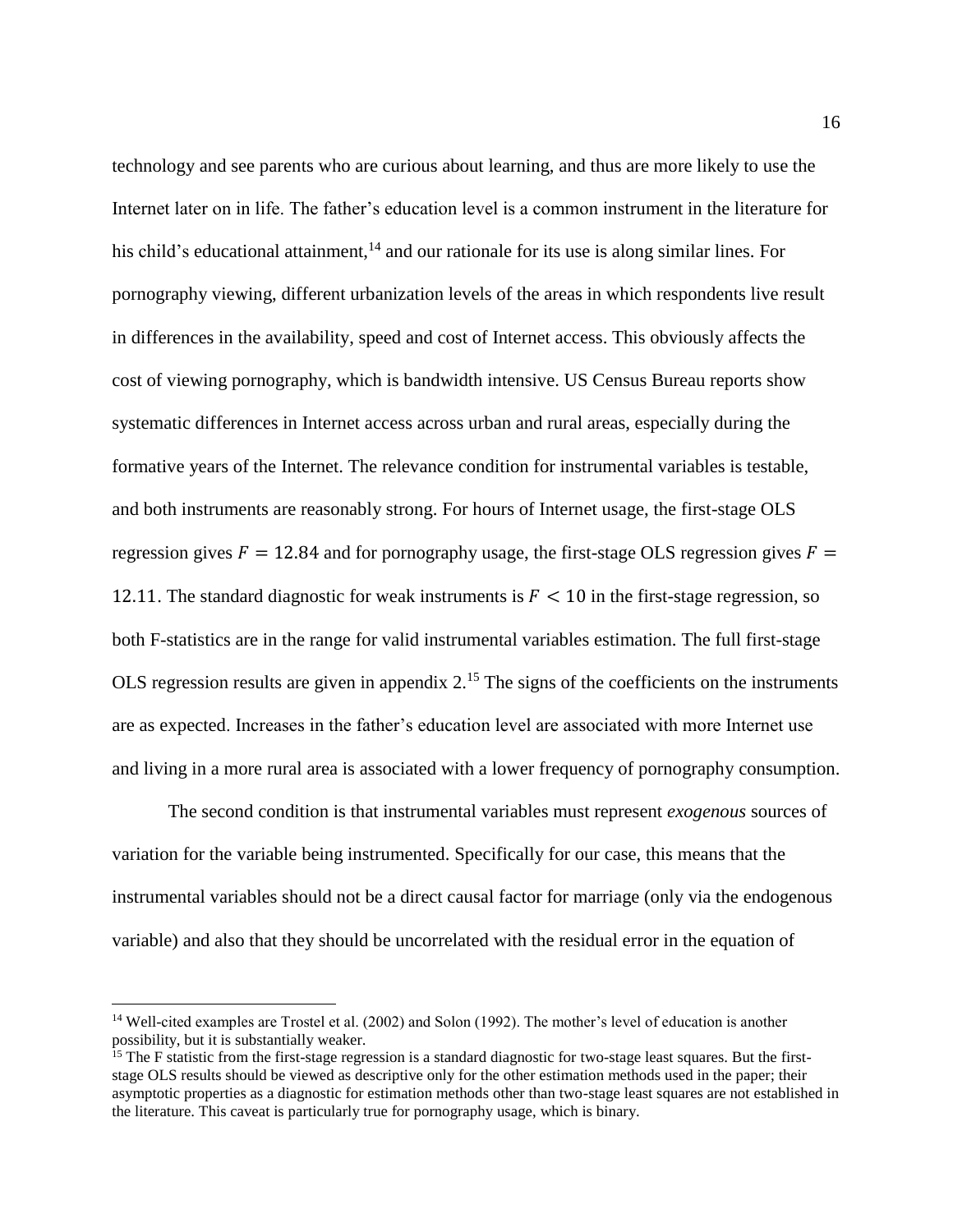technology and see parents who are curious about learning, and thus are more likely to use the Internet later on in life. The father's education level is a common instrument in the literature for his child's educational attainment,[14] and our rationale for its use is along similar lines. For pornography viewing, different urbanization levels of the areas in which respondents live result in differences in the availability, speed and cost of Internet access. This obviously affects the cost of viewing pornography, which is bandwidth intensive. US Census Bureau reports show systematic differences in Internet access across urban and rural areas, especially during the formative years of the Internet. The relevance condition for instrumental variables is testable, and both instruments are reasonably strong. For hours of Internet usage, the first-stage OLS regression gives $F = 12.84$ and for pornography usage, the first-stage OLS regression gives $F = 12.11$. The standard diagnostic for weak instruments is $F < 10$ in the first-stage regression, so both F-statistics are in the range for valid instrumental variables estimation. The full first-stage OLS regression results are given in appendix 2.[15] The signs of the coefficients on the instruments are as expected. Increases in the father's education level are associated with more Internet use and living in a more rural area is associated with a lower frequency of pornography consumption.

The second condition is that instrumental variables must represent *exogenous* sources of variation for the variable being instrumented. Specifically for our case, this means that the instrumental variables should not be a direct causal factor for marriage (only via the endogenous variable) and also that they should be uncorrelated with the residual error in the equation of

---

[14] Well-cited examples are Trostel et al. (2002) and Solon (1992). The mother's level of education is another possibility, but it is substantially weaker.

[15] The F statistic from the first-stage regression is a standard diagnostic for two-stage least squares. But the first-stage OLS results should be viewed as descriptive only for the other estimation methods used in the paper; their asymptotic properties as a diagnostic for estimation methods other than two-stage least squares are not established in the literature. This caveat is particularly true for pornography usage, which is binary.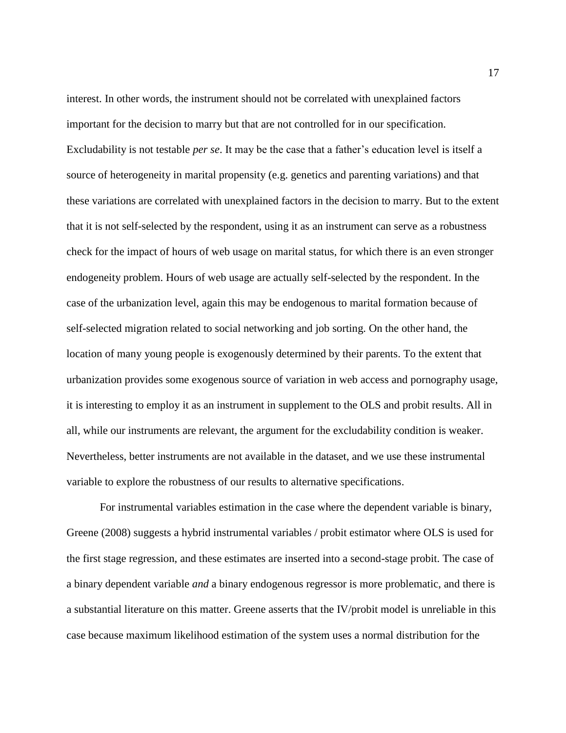interest. In other words, the instrument should not be correlated with unexplained factors important for the decision to marry but that are not controlled for in our specification. Excludability is not testable *per se*. It may be the case that a father's education level is itself a source of heterogeneity in marital propensity (e.g. genetics and parenting variations) and that these variations are correlated with unexplained factors in the decision to marry. But to the extent that it is not self-selected by the respondent, using it as an instrument can serve as a robustness check for the impact of hours of web usage on marital status, for which there is an even stronger endogeneity problem. Hours of web usage are actually self-selected by the respondent. In the case of the urbanization level, again this may be endogenous to marital formation because of self-selected migration related to social networking and job sorting. On the other hand, the location of many young people is exogenously determined by their parents. To the extent that urbanization provides some exogenous source of variation in web access and pornography usage, it is interesting to employ it as an instrument in supplement to the OLS and probit results. All in all, while our instruments are relevant, the argument for the excludability condition is weaker. Nevertheless, better instruments are not available in the dataset, and we use these instrumental variable to explore the robustness of our results to alternative specifications.

For instrumental variables estimation in the case where the dependent variable is binary, Greene (2008) suggests a hybrid instrumental variables / probit estimator where OLS is used for the first stage regression, and these estimates are inserted into a second-stage probit. The case of a binary dependent variable *and* a binary endogenous regressor is more problematic, and there is a substantial literature on this matter. Greene asserts that the IV/probit model is unreliable in this case because maximum likelihood estimation of the system uses a normal distribution for the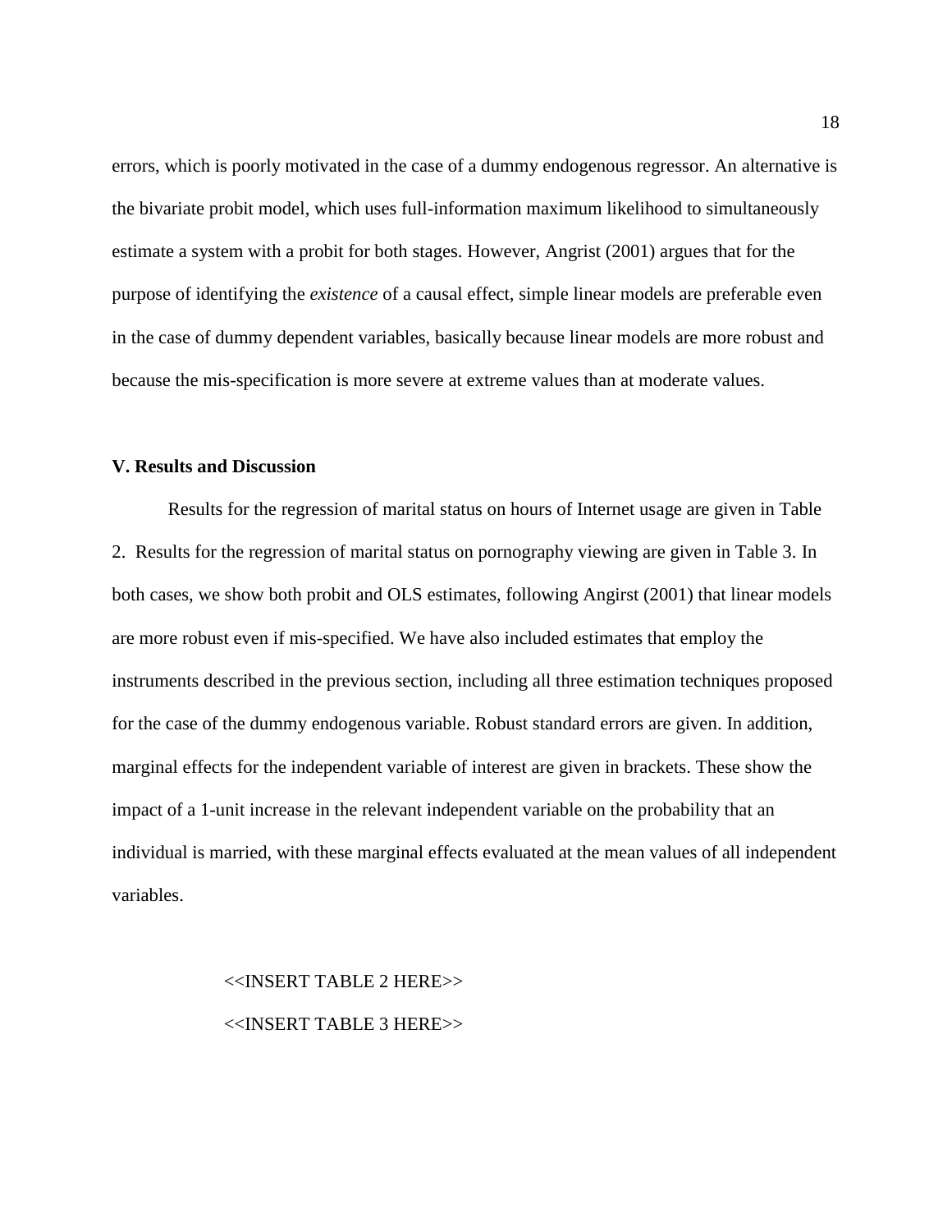errors, which is poorly motivated in the case of a dummy endogenous regressor. An alternative is the bivariate probit model, which uses full-information maximum likelihood to simultaneously estimate a system with a probit for both stages. However, Angrist (2001) argues that for the purpose of identifying the *existence* of a causal effect, simple linear models are preferable even in the case of dummy dependent variables, basically because linear models are more robust and because the mis-specification is more severe at extreme values than at moderate values.

## V. Results and Discussion

Results for the regression of marital status on hours of Internet usage are given in Table 2. Results for the regression of marital status on pornography viewing are given in Table 3. In both cases, we show both probit and OLS estimates, following Angirst (2001) that linear models are more robust even if mis-specified. We have also included estimates that employ the instruments described in the previous section, including all three estimation techniques proposed for the case of the dummy endogenous variable. Robust standard errors are given. In addition, marginal effects for the independent variable of interest are given in brackets. These show the impact of a 1-unit increase in the relevant independent variable on the probability that an individual is married, with these marginal effects evaluated at the mean values of all independent variables.

<<INSERT TABLE 2 HERE>>

<<INSERT TABLE 3 HERE>>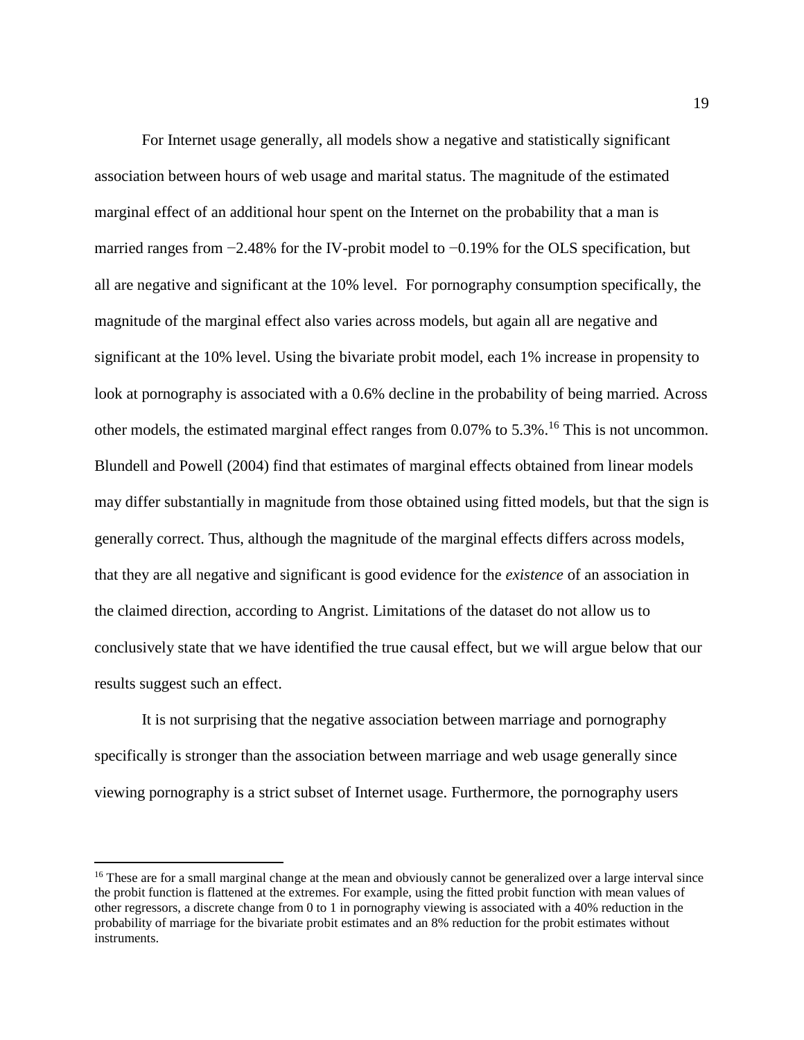For Internet usage generally, all models show a negative and statistically significant association between hours of web usage and marital status. The magnitude of the estimated marginal effect of an additional hour spent on the Internet on the probability that a man is married ranges from −2.48% for the IV-probit model to −0.19% for the OLS specification, but all are negative and significant at the 10% level. For pornography consumption specifically, the magnitude of the marginal effect also varies across models, but again all are negative and significant at the 10% level. Using the bivariate probit model, each 1% increase in propensity to look at pornography is associated with a 0.6% decline in the probability of being married. Across other models, the estimated marginal effect ranges from 0.07% to 5.3%.[16] This is not uncommon. Blundell and Powell (2004) find that estimates of marginal effects obtained from linear models may differ substantially in magnitude from those obtained using fitted models, but that the sign is generally correct. Thus, although the magnitude of the marginal effects differs across models, that they are all negative and significant is good evidence for the *existence* of an association in the claimed direction, according to Angrist. Limitations of the dataset do not allow us to conclusively state that we have identified the true causal effect, but we will argue below that our results suggest such an effect.

It is not surprising that the negative association between marriage and pornography specifically is stronger than the association between marriage and web usage generally since viewing pornography is a strict subset of Internet usage. Furthermore, the pornography users

[16] These are for a small marginal change at the mean and obviously cannot be generalized over a large interval since the probit function is flattened at the extremes. For example, using the fitted probit function with mean values of other regressors, a discrete change from 0 to 1 in pornography viewing is associated with a 40% reduction in the probability of marriage for the bivariate probit estimates and an 8% reduction for the probit estimates without instruments.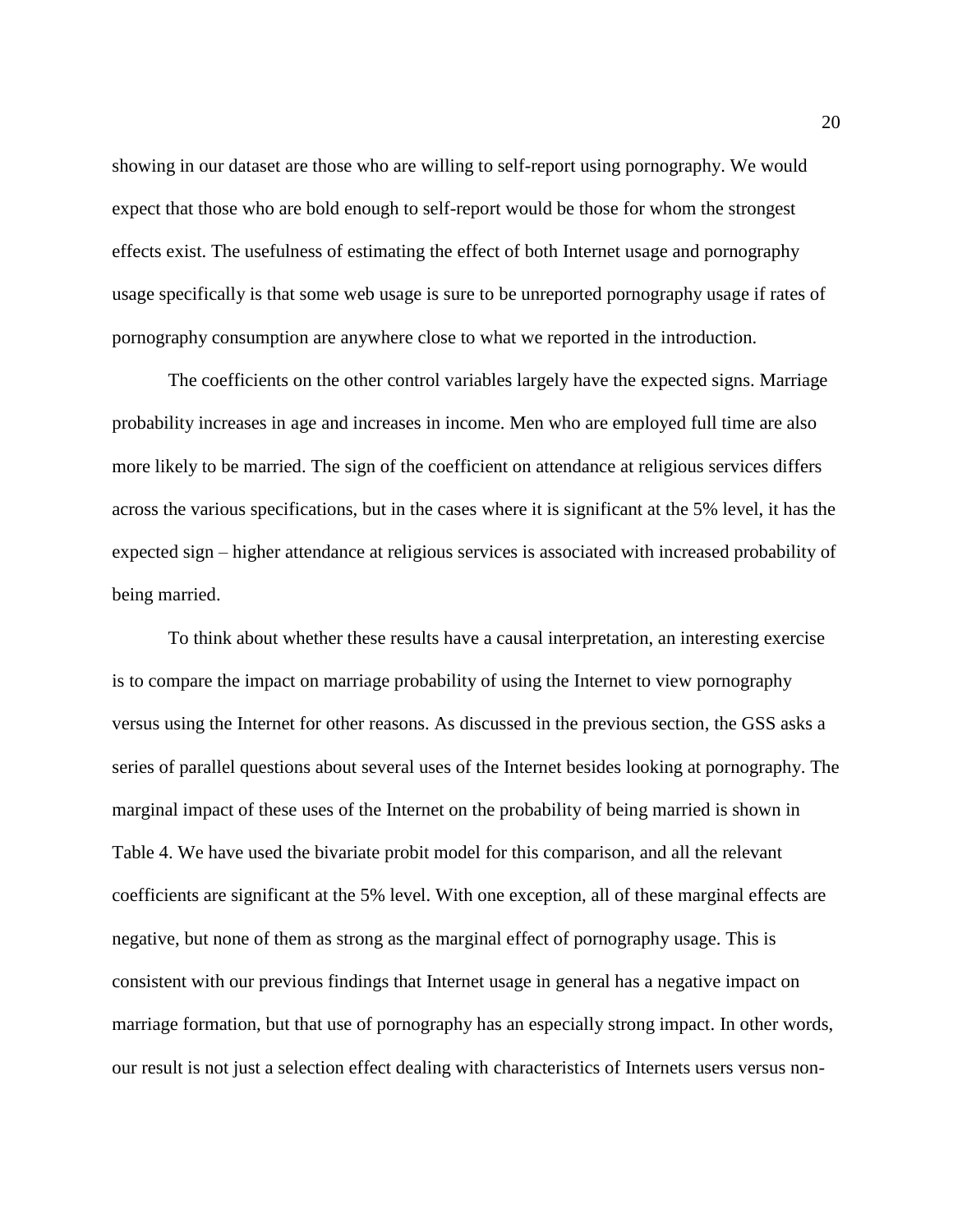showing in our dataset are those who are willing to self-report using pornography. We would expect that those who are bold enough to self-report would be those for whom the strongest effects exist. The usefulness of estimating the effect of both Internet usage and pornography usage specifically is that some web usage is sure to be unreported pornography usage if rates of pornography consumption are anywhere close to what we reported in the introduction.

The coefficients on the other control variables largely have the expected signs. Marriage probability increases in age and increases in income. Men who are employed full time are also more likely to be married. The sign of the coefficient on attendance at religious services differs across the various specifications, but in the cases where it is significant at the 5% level, it has the expected sign – higher attendance at religious services is associated with increased probability of being married.

To think about whether these results have a causal interpretation, an interesting exercise is to compare the impact on marriage probability of using the Internet to view pornography versus using the Internet for other reasons. As discussed in the previous section, the GSS asks a series of parallel questions about several uses of the Internet besides looking at pornography. The marginal impact of these uses of the Internet on the probability of being married is shown in Table 4. We have used the bivariate probit model for this comparison, and all the relevant coefficients are significant at the 5% level. With one exception, all of these marginal effects are negative, but none of them as strong as the marginal effect of pornography usage. This is consistent with our previous findings that Internet usage in general has a negative impact on marriage formation, but that use of pornography has an especially strong impact. In other words, our result is not just a selection effect dealing with characteristics of Internets users versus non-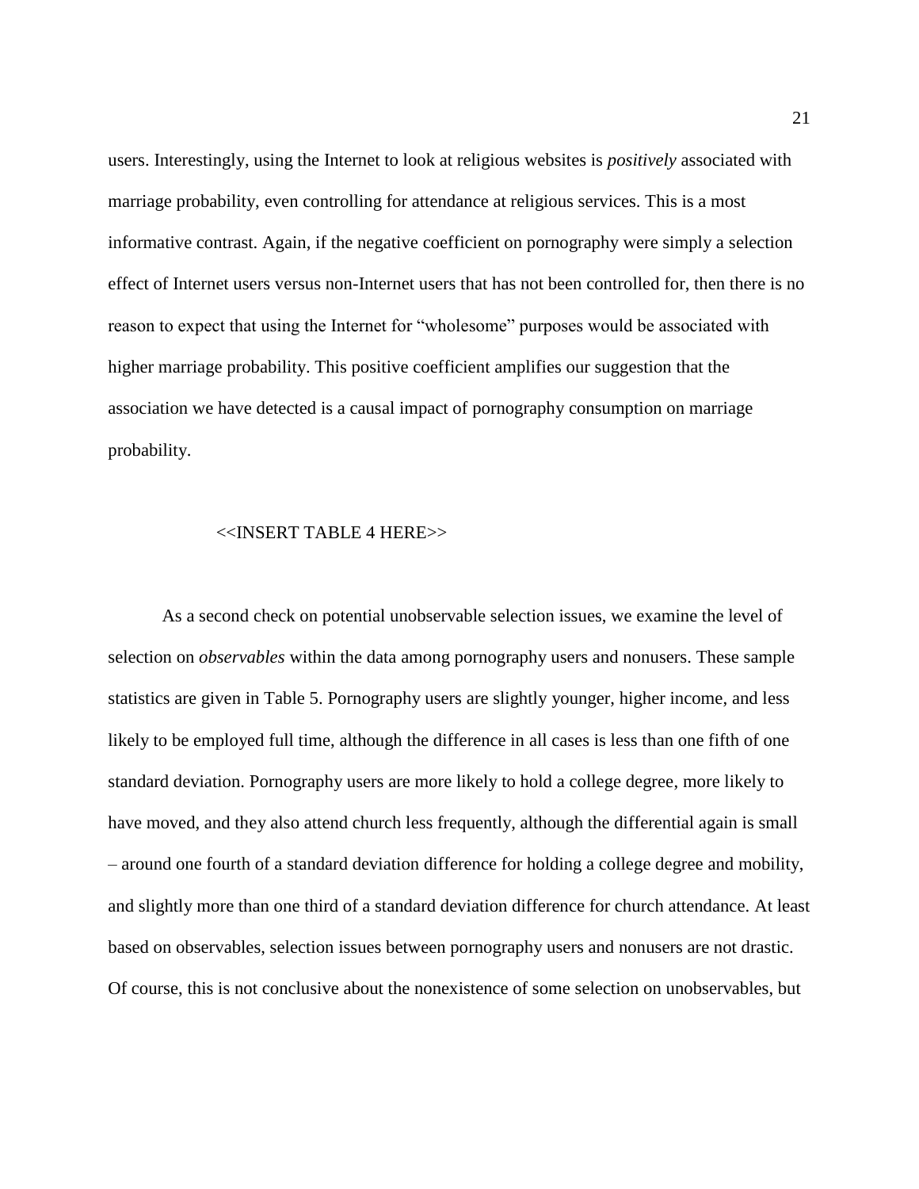users. Interestingly, using the Internet to look at religious websites is *positively* associated with marriage probability, even controlling for attendance at religious services. This is a most informative contrast. Again, if the negative coefficient on pornography were simply a selection effect of Internet users versus non-Internet users that has not been controlled for, then there is no reason to expect that using the Internet for "wholesome" purposes would be associated with higher marriage probability. This positive coefficient amplifies our suggestion that the association we have detected is a causal impact of pornography consumption on marriage probability.

<<INSERT TABLE 4 HERE>>

As a second check on potential unobservable selection issues, we examine the level of selection on *observables* within the data among pornography users and nonusers. These sample statistics are given in Table 5. Pornography users are slightly younger, higher income, and less likely to be employed full time, although the difference in all cases is less than one fifth of one standard deviation. Pornography users are more likely to hold a college degree, more likely to have moved, and they also attend church less frequently, although the differential again is small – around one fourth of a standard deviation difference for holding a college degree and mobility, and slightly more than one third of a standard deviation difference for church attendance. At least based on observables, selection issues between pornography users and nonusers are not drastic. Of course, this is not conclusive about the nonexistence of some selection on unobservables, but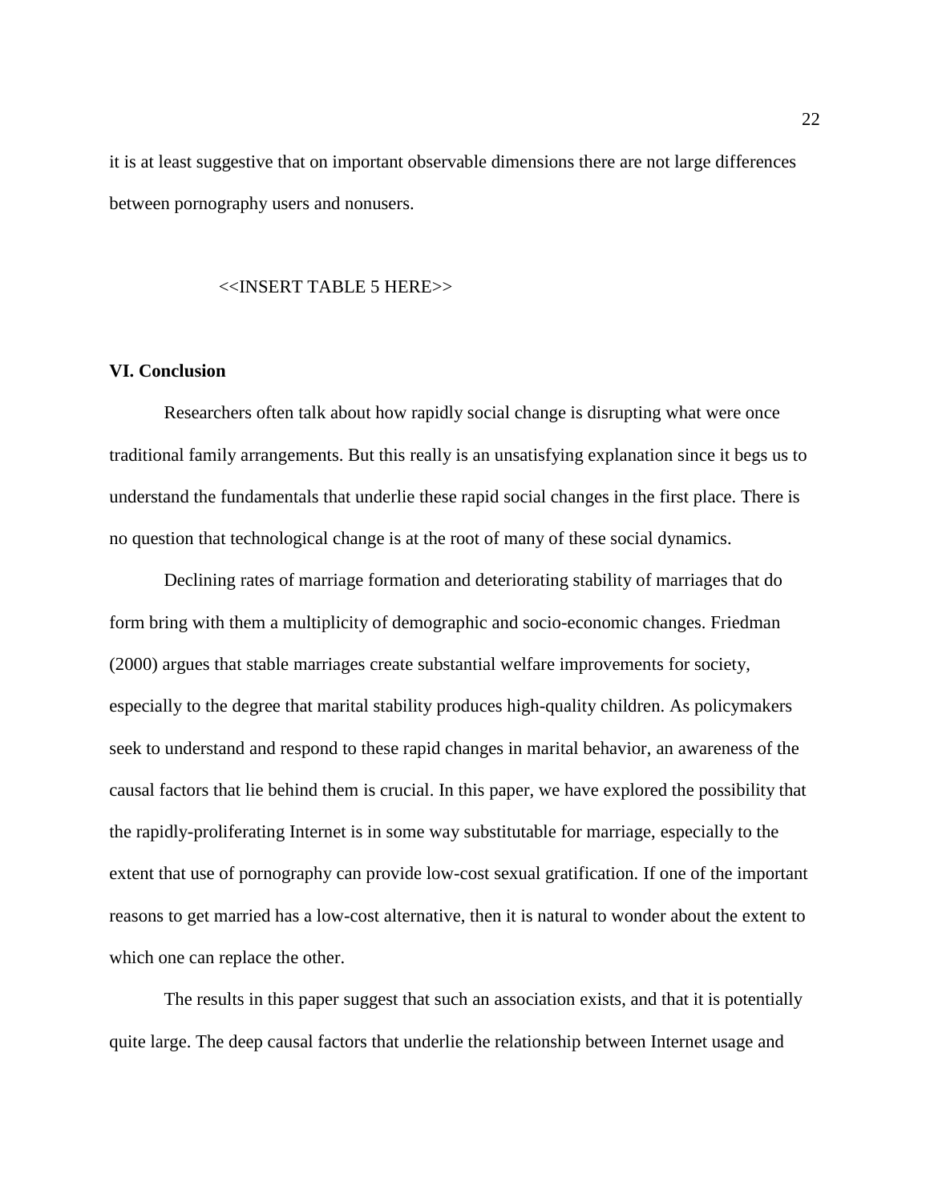it is at least suggestive that on important observable dimensions there are not large differences between pornography users and nonusers.

<<INSERT TABLE 5 HERE>>

**VI. Conclusion**

Researchers often talk about how rapidly social change is disrupting what were once traditional family arrangements. But this really is an unsatisfying explanation since it begs us to understand the fundamentals that underlie these rapid social changes in the first place. There is no question that technological change is at the root of many of these social dynamics.

Declining rates of marriage formation and deteriorating stability of marriages that do form bring with them a multiplicity of demographic and socio-economic changes. Friedman (2000) argues that stable marriages create substantial welfare improvements for society, especially to the degree that marital stability produces high-quality children. As policymakers seek to understand and respond to these rapid changes in marital behavior, an awareness of the causal factors that lie behind them is crucial. In this paper, we have explored the possibility that the rapidly-proliferating Internet is in some way substitutable for marriage, especially to the extent that use of pornography can provide low-cost sexual gratification. If one of the important reasons to get married has a low-cost alternative, then it is natural to wonder about the extent to which one can replace the other.

The results in this paper suggest that such an association exists, and that it is potentially quite large. The deep causal factors that underlie the relationship between Internet usage and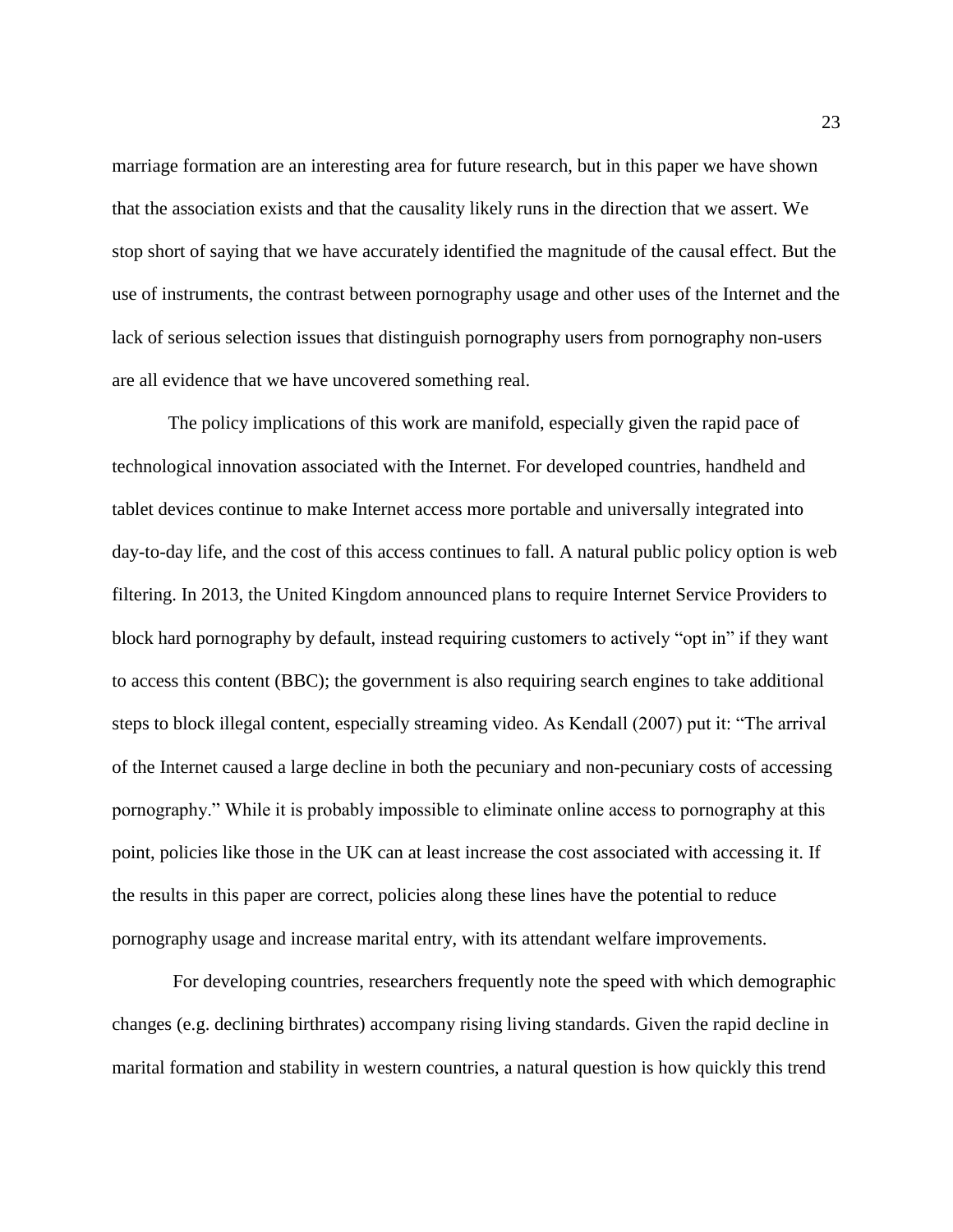marriage formation are an interesting area for future research, but in this paper we have shown that the association exists and that the causality likely runs in the direction that we assert. We stop short of saying that we have accurately identified the magnitude of the causal effect. But the use of instruments, the contrast between pornography usage and other uses of the Internet and the lack of serious selection issues that distinguish pornography users from pornography non-users are all evidence that we have uncovered something real.

The policy implications of this work are manifold, especially given the rapid pace of technological innovation associated with the Internet. For developed countries, handheld and tablet devices continue to make Internet access more portable and universally integrated into day-to-day life, and the cost of this access continues to fall. A natural public policy option is web filtering. In 2013, the United Kingdom announced plans to require Internet Service Providers to block hard pornography by default, instead requiring customers to actively "opt in" if they want to access this content (BBC); the government is also requiring search engines to take additional steps to block illegal content, especially streaming video. As Kendall (2007) put it: "The arrival of the Internet caused a large decline in both the pecuniary and non-pecuniary costs of accessing pornography." While it is probably impossible to eliminate online access to pornography at this point, policies like those in the UK can at least increase the cost associated with accessing it. If the results in this paper are correct, policies along these lines have the potential to reduce pornography usage and increase marital entry, with its attendant welfare improvements.

For developing countries, researchers frequently note the speed with which demographic changes (e.g. declining birthrates) accompany rising living standards. Given the rapid decline in marital formation and stability in western countries, a natural question is how quickly this trend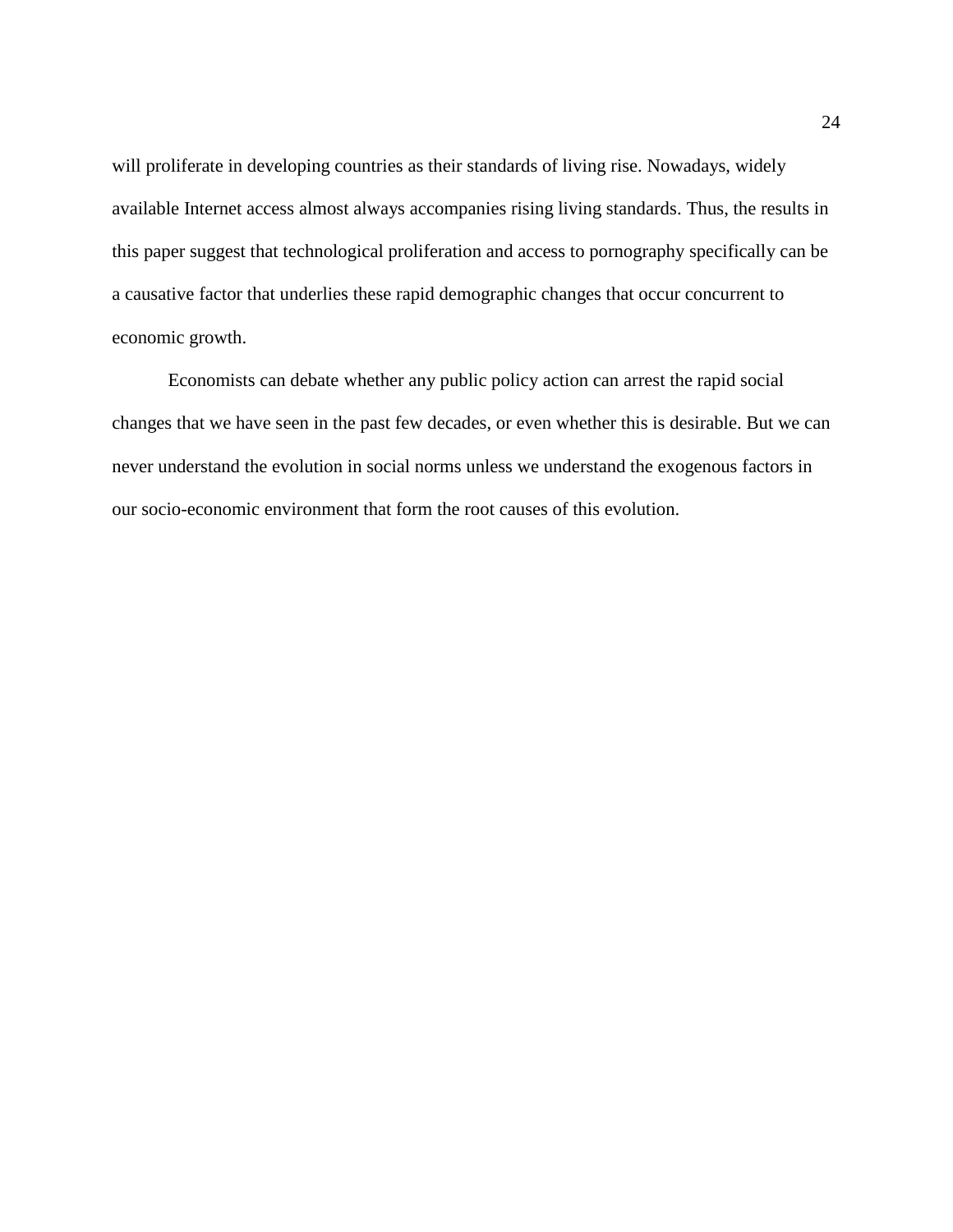will proliferate in developing countries as their standards of living rise. Nowadays, widely available Internet access almost always accompanies rising living standards. Thus, the results in this paper suggest that technological proliferation and access to pornography specifically can be a causative factor that underlies these rapid demographic changes that occur concurrent to economic growth.

Economists can debate whether any public policy action can arrest the rapid social changes that we have seen in the past few decades, or even whether this is desirable. But we can never understand the evolution in social norms unless we understand the exogenous factors in our socio-economic environment that form the root causes of this evolution.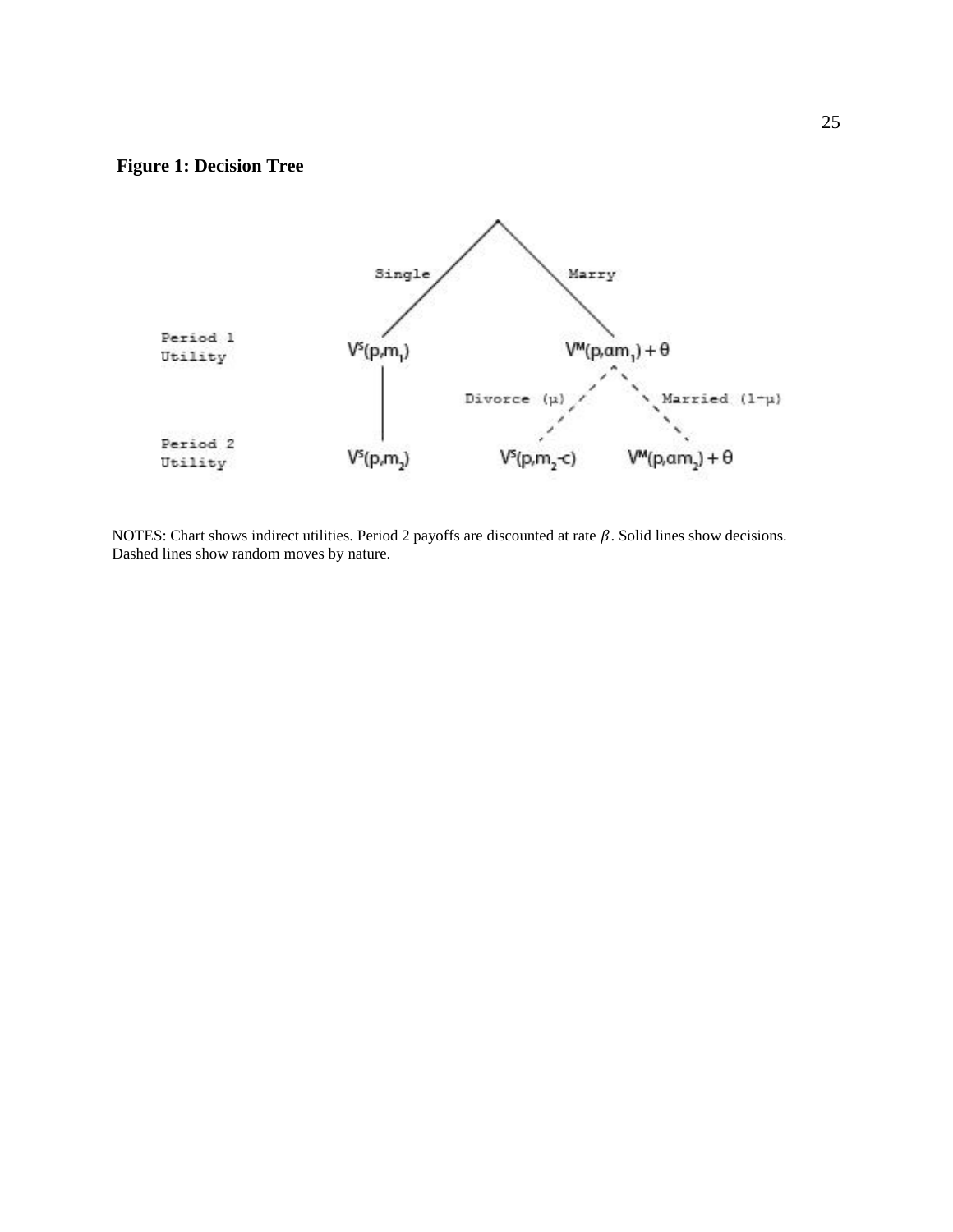**Figure 1: Decision Tree**

| | Single | Marry | |
|---|---|---|---|
| Period 1 Utility | $V^S(p,m_1)$ | $V^M(p,\alpha m_1)+\theta$ | |
| | | Divorce ($\mu$) | Married ($1-\mu$) |
| Period 2 Utility | $V^S(p,m_2)$ | $V^S(p,m_2-c)$ | $V^M(p,\alpha m_2)+\theta$ |

NOTES: Chart shows indirect utilities. Period 2 payoffs are discounted at rate $\beta$. Solid lines show decisions. Dashed lines show random moves by nature.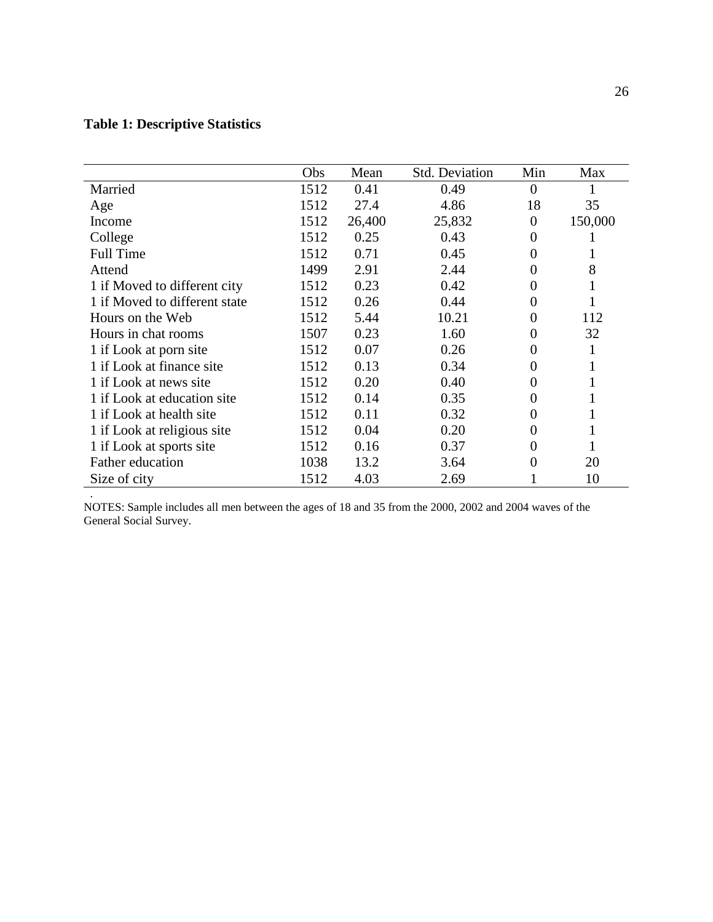**Table 1: Descriptive Statistics**

| | Obs | Mean | Std. Deviation | Min | Max |
|---|---|---|---|---|---|
| Married | 1512 | 0.41 | 0.49 | 0 | 1 |
| Age | 1512 | 27.4 | 4.86 | 18 | 35 |
| Income | 1512 | 26,400 | 25,832 | 0 | 150,000 |
| College | 1512 | 0.25 | 0.43 | 0 | 1 |
| Full Time | 1512 | 0.71 | 0.45 | 0 | 1 |
| Attend | 1499 | 2.91 | 2.44 | 0 | 8 |
| 1 if Moved to different city | 1512 | 0.23 | 0.42 | 0 | 1 |
| 1 if Moved to different state | 1512 | 0.26 | 0.44 | 0 | 1 |
| Hours on the Web | 1512 | 5.44 | 10.21 | 0 | 112 |
| Hours in chat rooms | 1507 | 0.23 | 1.60 | 0 | 32 |
| 1 if Look at porn site | 1512 | 0.07 | 0.26 | 0 | 1 |
| 1 if Look at finance site | 1512 | 0.13 | 0.34 | 0 | 1 |
| 1 if Look at news site | 1512 | 0.20 | 0.40 | 0 | 1 |
| 1 if Look at education site | 1512 | 0.14 | 0.35 | 0 | 1 |
| 1 if Look at health site | 1512 | 0.11 | 0.32 | 0 | 1 |
| 1 if Look at religious site | 1512 | 0.04 | 0.20 | 0 | 1 |
| 1 if Look at sports site | 1512 | 0.16 | 0.37 | 0 | 1 |
| Father education | 1038 | 13.2 | 3.64 | 0 | 20 |
| Size of city | 1512 | 4.03 | 2.69 | 1 | 10 |

NOTES: Sample includes all men between the ages of 18 and 35 from the 2000, 2002 and 2004 waves of the General Social Survey.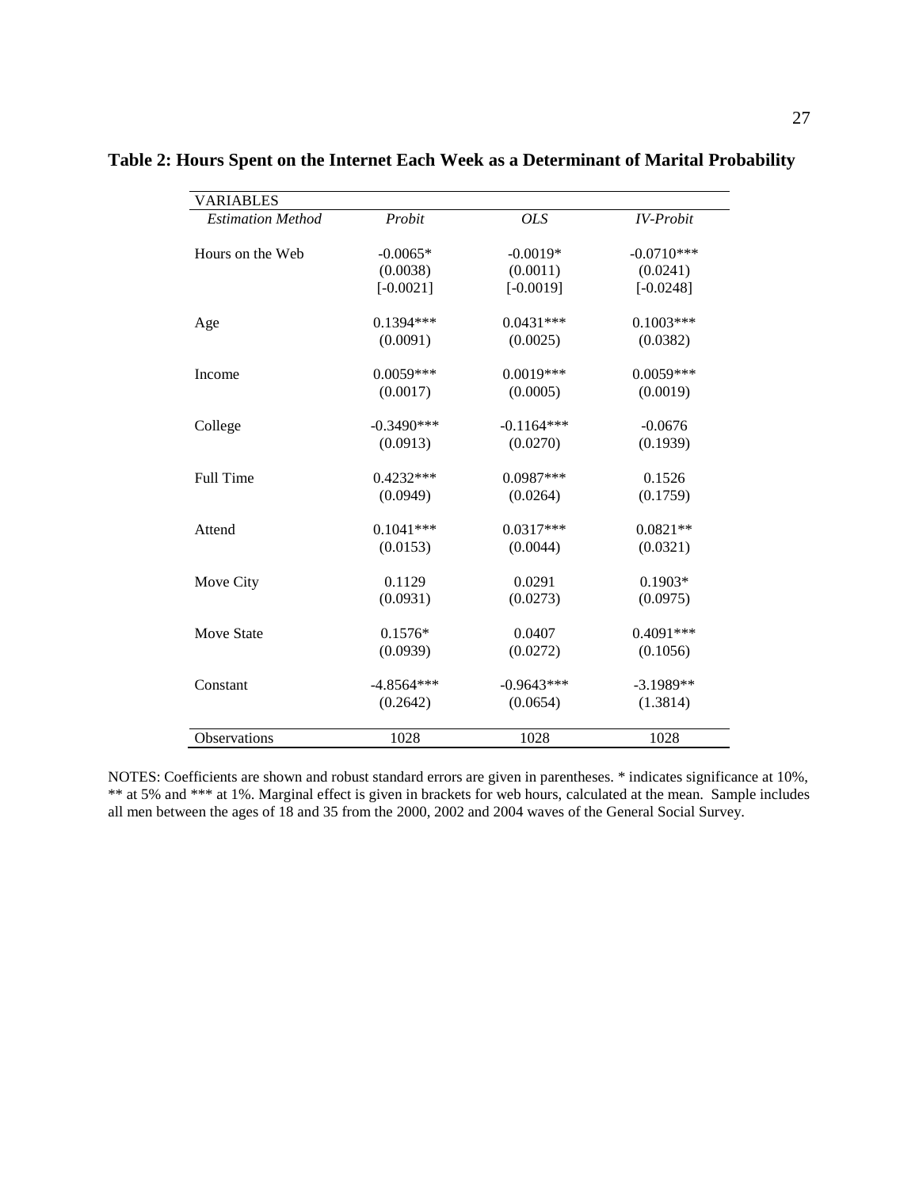**Table 2: Hours Spent on the Internet Each Week as a Determinant of Marital Probability**

| VARIABLES | | | |
|---|---|---|---|
| *Estimation Method* | *Probit* | *OLS* | *IV-Probit* |
| Hours on the Web | -0.0065* | -0.0019* | -0.0710*** |
| | (0.0038) | (0.0011) | (0.0241) |
| | [-0.0021] | [-0.0019] | [-0.0248] |
| Age | 0.1394*** | 0.0431*** | 0.1003*** |
| | (0.0091) | (0.0025) | (0.0382) |
| Income | 0.0059*** | 0.0019*** | 0.0059*** |
| | (0.0017) | (0.0005) | (0.0019) |
| College | -0.3490*** | -0.1164*** | -0.0676 |
| | (0.0913) | (0.0270) | (0.1939) |
| Full Time | 0.4232*** | 0.0987*** | 0.1526 |
| | (0.0949) | (0.0264) | (0.1759) |
| Attend | 0.1041*** | 0.0317*** | 0.0821** |
| | (0.0153) | (0.0044) | (0.0321) |
| Move City | 0.1129 | 0.0291 | 0.1903* |
| | (0.0931) | (0.0273) | (0.0975) |
| Move State | 0.1576* | 0.0407 | 0.4091*** |
| | (0.0939) | (0.0272) | (0.1056) |
| Constant | -4.8564*** | -0.9643*** | -3.1989** |
| | (0.2642) | (0.0654) | (1.3814) |
| Observations | 1028 | 1028 | 1028 |

NOTES: Coefficients are shown and robust standard errors are given in parentheses. * indicates significance at 10%, ** at 5% and *** at 1%. Marginal effect is given in brackets for web hours, calculated at the mean. Sample includes all men between the ages of 18 and 35 from the 2000, 2002 and 2004 waves of the General Social Survey.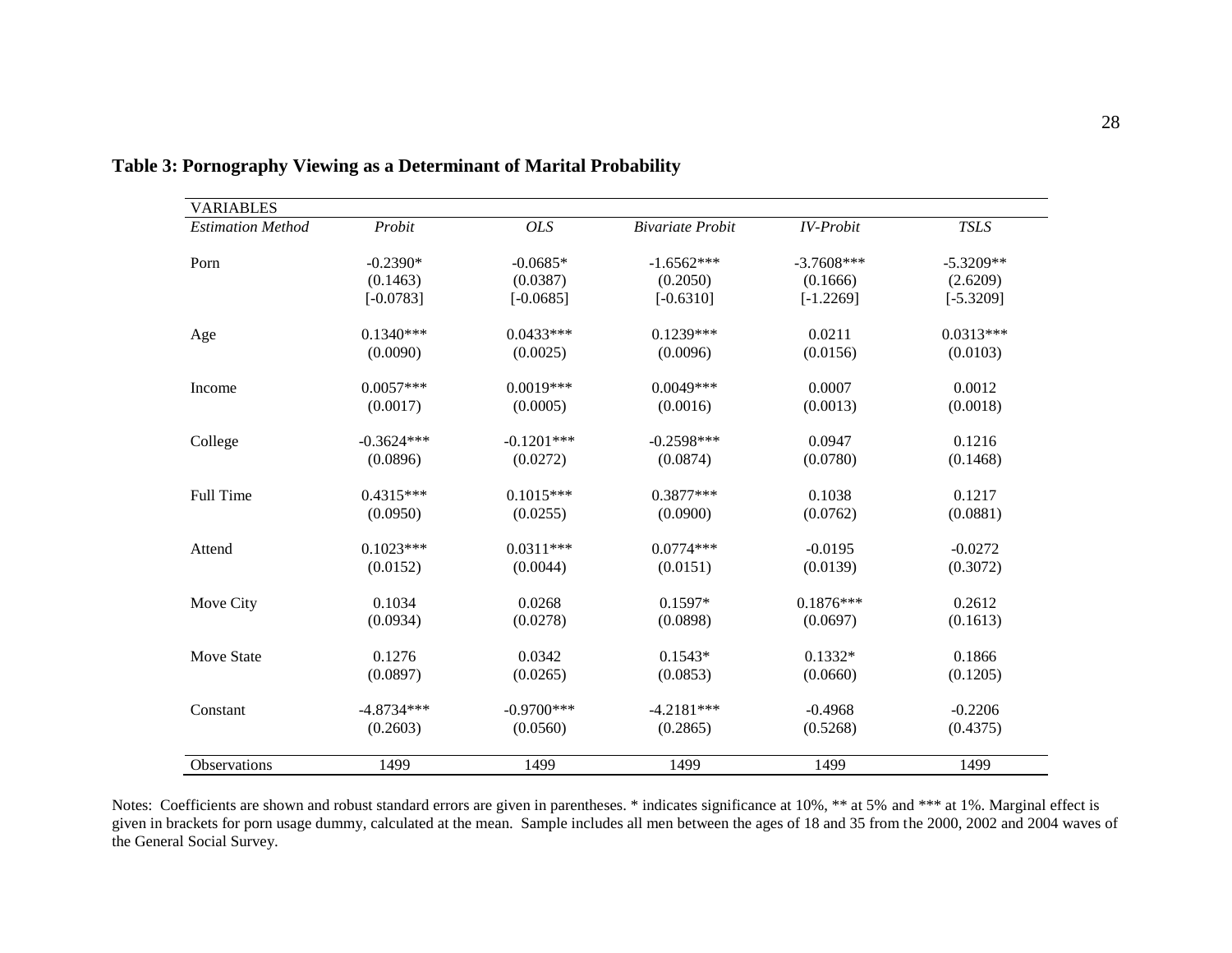**Table 3: Pornography Viewing as a Determinant of Marital Probability**

| VARIABLES | | | | | |
|---|---|---|---|---|---|
| *Estimation Method* | *Probit* | *OLS* | *Bivariate Probit* | *IV-Probit* | *TSLS* |
| Porn | -0.2390* | -0.0685* | -1.6562*** | -3.7608*** | -5.3209** |
| | (0.1463) | (0.0387) | (0.2050) | (0.1666) | (2.6209) |
| | [-0.0783] | [-0.0685] | [-0.6310] | [-1.2269] | [-5.3209] |
| Age | 0.1340*** | 0.0433*** | 0.1239*** | 0.0211 | 0.0313*** |
| | (0.0090) | (0.0025) | (0.0096) | (0.0156) | (0.0103) |
| Income | 0.0057*** | 0.0019*** | 0.0049*** | 0.0007 | 0.0012 |
| | (0.0017) | (0.0005) | (0.0016) | (0.0013) | (0.0018) |
| College | -0.3624*** | -0.1201*** | -0.2598*** | 0.0947 | 0.1216 |
| | (0.0896) | (0.0272) | (0.0874) | (0.0780) | (0.1468) |
| Full Time | 0.4315*** | 0.1015*** | 0.3877*** | 0.1038 | 0.1217 |
| | (0.0950) | (0.0255) | (0.0900) | (0.0762) | (0.0881) |
| Attend | 0.1023*** | 0.0311*** | 0.0774*** | -0.0195 | -0.0272 |
| | (0.0152) | (0.0044) | (0.0151) | (0.0139) | (0.3072) |
| Move City | 0.1034 | 0.0268 | 0.1597* | 0.1876*** | 0.2612 |
| | (0.0934) | (0.0278) | (0.0898) | (0.0697) | (0.1613) |
| Move State | 0.1276 | 0.0342 | 0.1543* | 0.1332* | 0.1866 |
| | (0.0897) | (0.0265) | (0.0853) | (0.0660) | (0.1205) |
| Constant | -4.8734*** | -0.9700*** | -4.2181*** | -0.4968 | -0.2206 |
| | (0.2603) | (0.0560) | (0.2865) | (0.5268) | (0.4375) |
| Observations | 1499 | 1499 | 1499 | 1499 | 1499 |

Notes: Coefficients are shown and robust standard errors are given in parentheses. * indicates significance at 10%, ** at 5% and *** at 1%. Marginal effect is given in brackets for porn usage dummy, calculated at the mean. Sample includes all men between the ages of 18 and 35 from the 2000, 2002 and 2004 waves of the General Social Survey.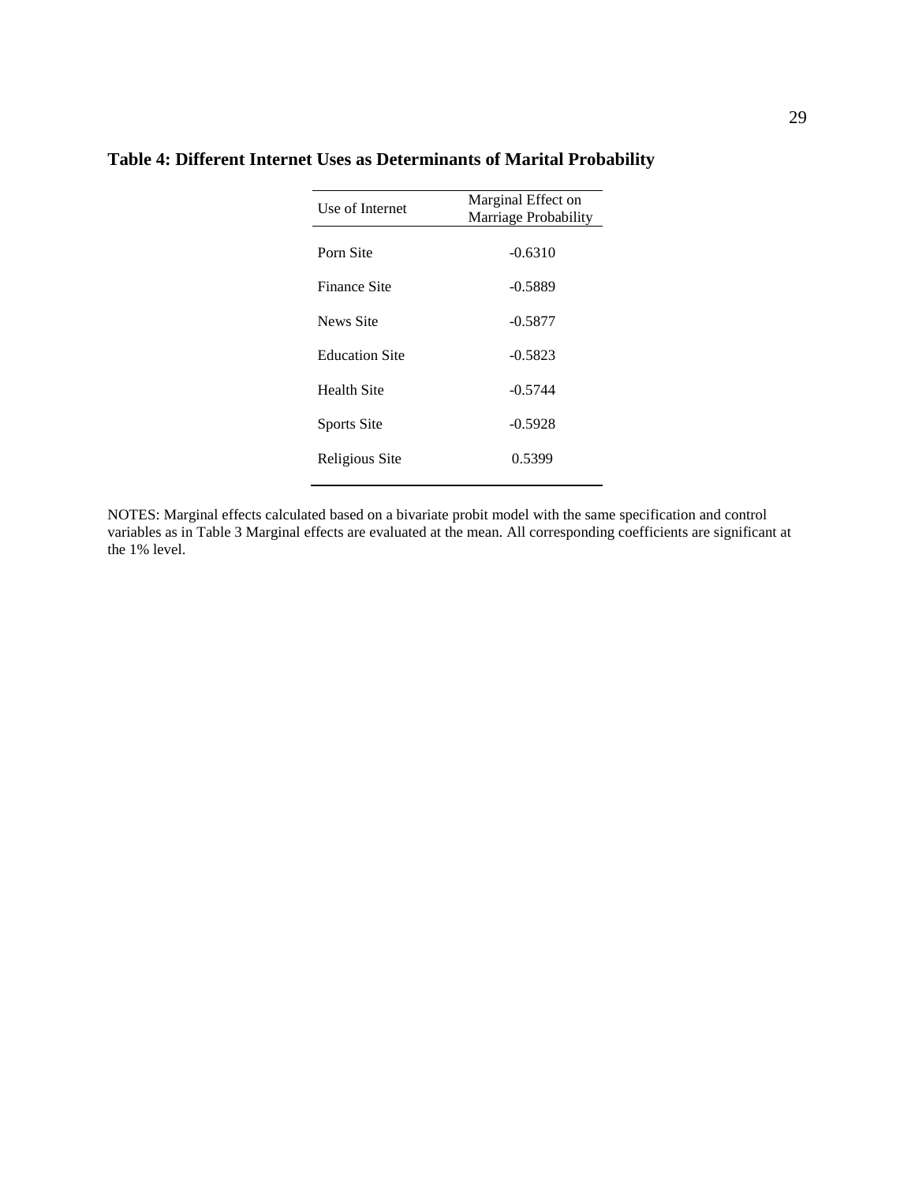**Table 4: Different Internet Uses as Determinants of Marital Probability**

| Use of Internet | Marginal Effect on Marriage Probability |
|---|---|
| Porn Site | -0.6310 |
| Finance Site | -0.5889 |
| News Site | -0.5877 |
| Education Site | -0.5823 |
| Health Site | -0.5744 |
| Sports Site | -0.5928 |
| Religious Site | 0.5399 |

NOTES: Marginal effects calculated based on a bivariate probit model with the same specification and control variables as in Table 3 Marginal effects are evaluated at the mean. All corresponding coefficients are significant at the 1% level.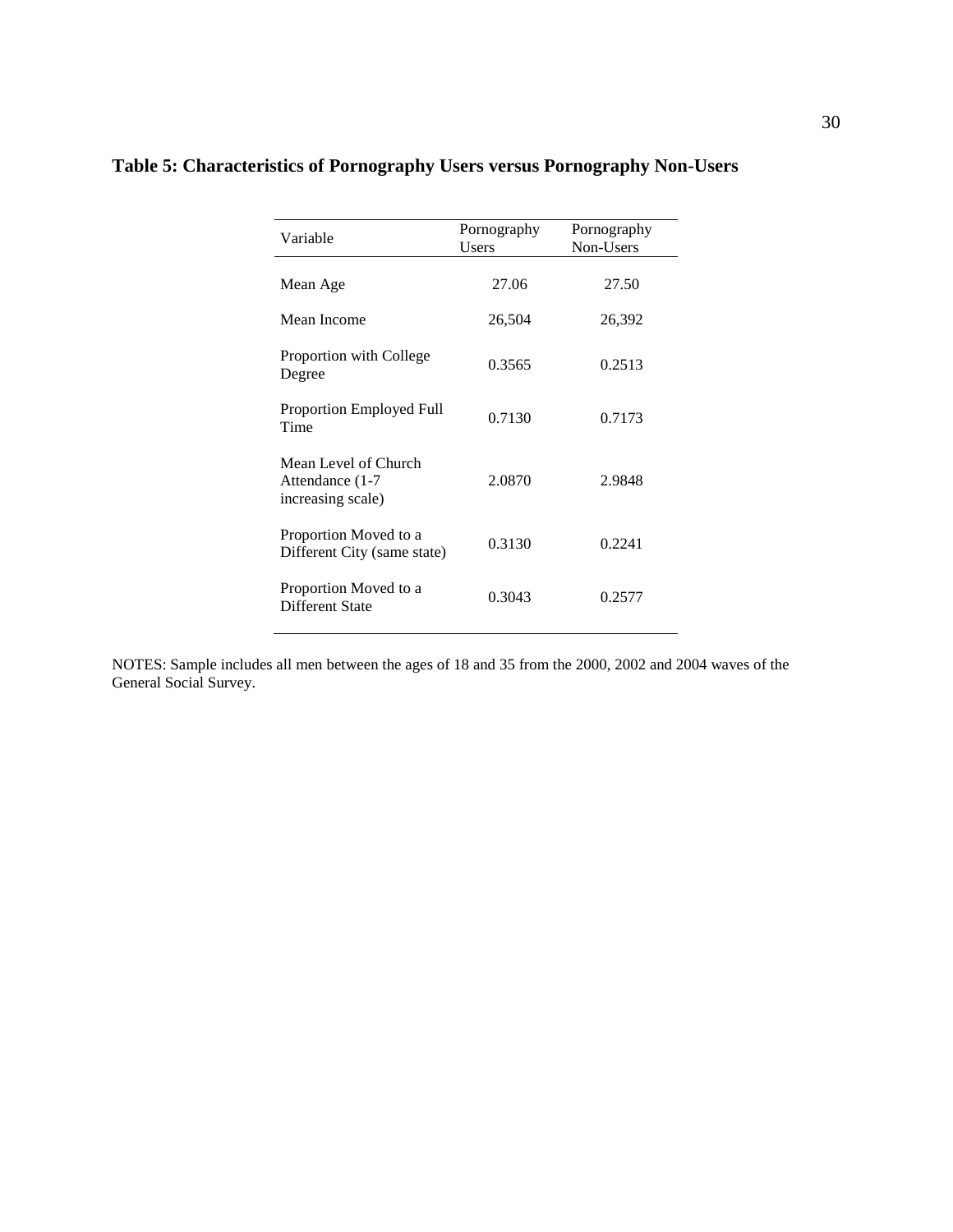**Table 5: Characteristics of Pornography Users versus Pornography Non-Users**

| Variable | Pornography Users | Pornography Non-Users |
|---|---|---|
| Mean Age | 27.06 | 27.50 |
| Mean Income | 26,504 | 26,392 |
| Proportion with College Degree | 0.3565 | 0.2513 |
| Proportion Employed Full Time | 0.7130 | 0.7173 |
| Mean Level of Church Attendance (1-7 increasing scale) | 2.0870 | 2.9848 |
| Proportion Moved to a Different City (same state) | 0.3130 | 0.2241 |
| Proportion Moved to a Different State | 0.3043 | 0.2577 |

NOTES: Sample includes all men between the ages of 18 and 35 from the 2000, 2002 and 2004 waves of the General Social Survey.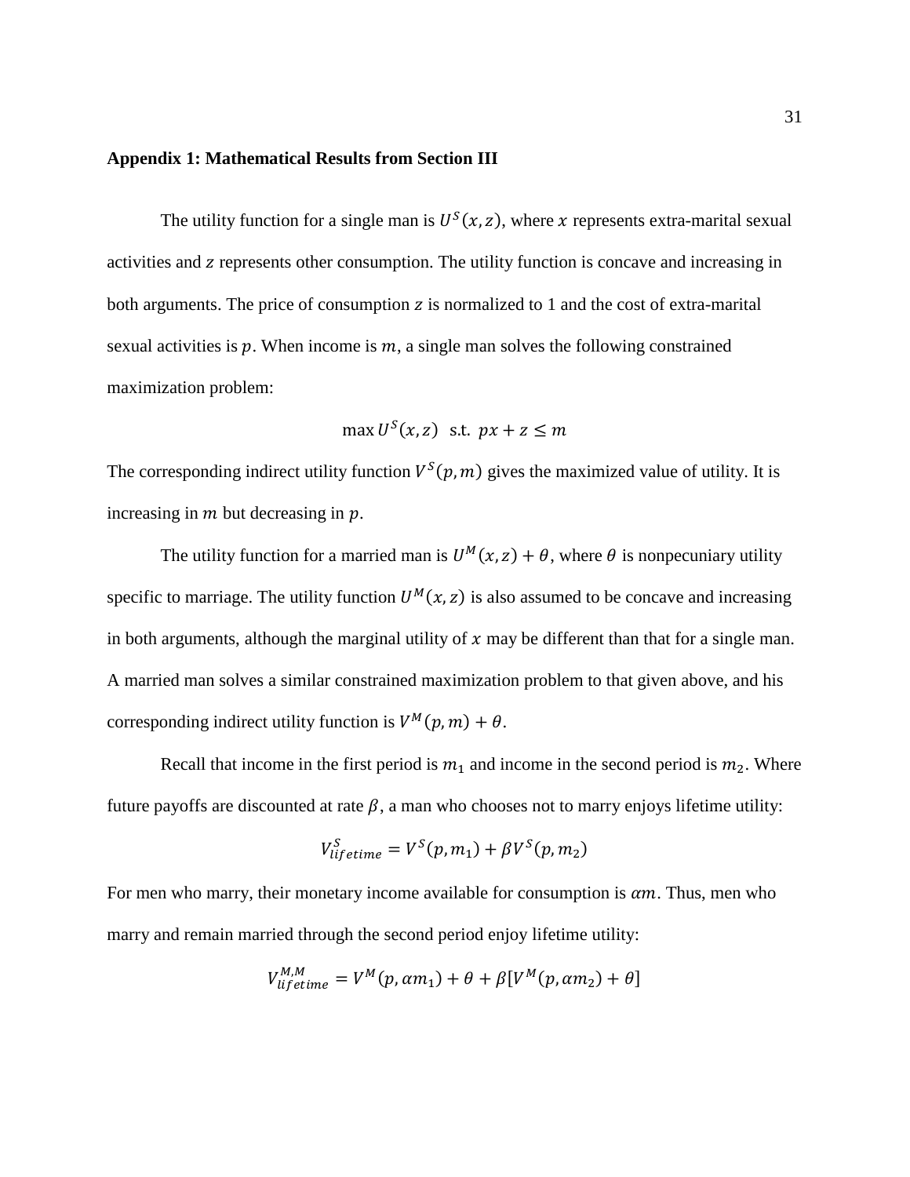**Appendix 1: Mathematical Results from Section III**

The utility function for a single man is $U^S(x, z)$, where $x$ represents extra-marital sexual activities and $z$ represents other consumption. The utility function is concave and increasing in both arguments. The price of consumption $z$ is normalized to 1 and the cost of extra-marital sexual activities is $p$. When income is $m$, a single man solves the following constrained maximization problem:

$$\max U^S(x, z) \text{ s.t. } px + z \leq m$$

The corresponding indirect utility function $V^S(p, m)$ gives the maximized value of utility. It is increasing in $m$ but decreasing in $p$.

The utility function for a married man is $U^M(x, z) + \theta$, where $\theta$ is nonpecuniary utility specific to marriage. The utility function $U^M(x, z)$ is also assumed to be concave and increasing in both arguments, although the marginal utility of $x$ may be different than that for a single man. A married man solves a similar constrained maximization problem to that given above, and his corresponding indirect utility function is $V^M(p, m) + \theta$.

Recall that income in the first period is $m_1$ and income in the second period is $m_2$. Where future payoffs are discounted at rate $\beta$, a man who chooses not to marry enjoys lifetime utility:

$$V^S_{lifetime} = V^S(p, m_1) + \beta V^S(p, m_2)$$

For men who marry, their monetary income available for consumption is $\alpha m$. Thus, men who marry and remain married through the second period enjoy lifetime utility:

$$V^{M,M}_{lifetime} = V^M(p, \alpha m_1) + \theta + \beta[V^M(p, \alpha m_2) + \theta]$$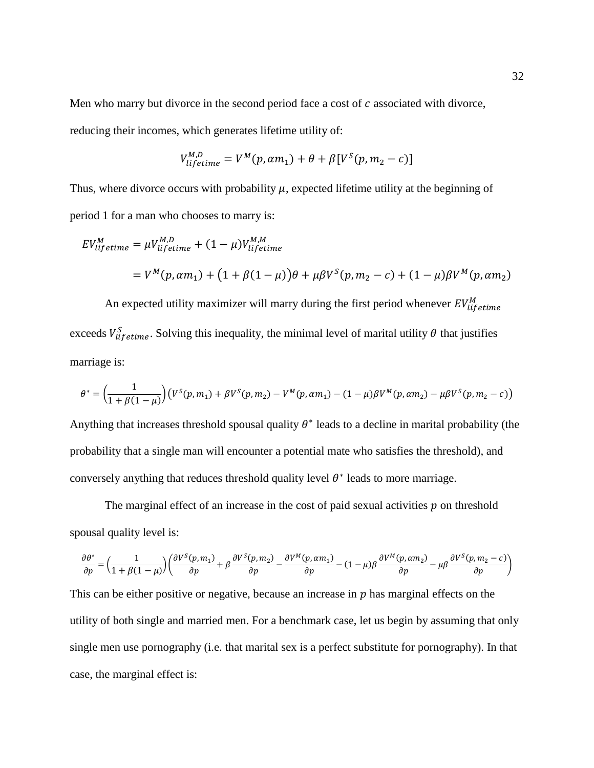Men who marry but divorce in the second period face a cost of $c$ associated with divorce, reducing their incomes, which generates lifetime utility of:

$$V^{M,D}_{lifetime} = V^M(p, \alpha m_1) + \theta + \beta[V^S(p, m_2 - c)]$$

Thus, where divorce occurs with probability $\mu$, expected lifetime utility at the beginning of period 1 for a man who chooses to marry is:

$$EV^M_{lifetime} = \mu V^{M,D}_{lifetime} + (1-\mu)V^{M,M}_{lifetime}$$

$$= V^M(p, \alpha m_1) + \big(1 + \beta(1-\mu)\big)\theta + \mu\beta V^S(p, m_2 - c) + (1-\mu)\beta V^M(p, \alpha m_2)$$

An expected utility maximizer will marry during the first period whenever $EV^M_{lifetime}$ exceeds $V^S_{lifetime}$. Solving this inequality, the minimal level of marital utility $\theta$ that justifies marriage is:

$$\theta^* = \left(\frac{1}{1+\beta(1-\mu)}\right)\big(V^S(p, m_1) + \beta V^S(p, m_2) - V^M(p, \alpha m_1) - (1-\mu)\beta V^M(p, \alpha m_2) - \mu\beta V^S(p, m_2 - c)\big)$$

Anything that increases threshold spousal quality $\theta^*$ leads to a decline in marital probability (the probability that a single man will encounter a potential mate who satisfies the threshold), and conversely anything that reduces threshold quality level $\theta^*$ leads to more marriage.

The marginal effect of an increase in the cost of paid sexual activities $p$ on threshold spousal quality level is:

$$\frac{\partial\theta^*}{\partial p} = \left(\frac{1}{1+\beta(1-\mu)}\right)\left(\frac{\partial V^S(p, m_1)}{\partial p} + \beta\frac{\partial V^S(p, m_2)}{\partial p} - \frac{\partial V^M(p, \alpha m_1)}{\partial p} - (1-\mu)\beta\frac{\partial V^M(p, \alpha m_2)}{\partial p} - \mu\beta\frac{\partial V^S(p, m_2 - c)}{\partial p}\right)$$

This can be either positive or negative, because an increase in $p$ has marginal effects on the utility of both single and married men. For a benchmark case, let us begin by assuming that only single men use pornography (i.e. that marital sex is a perfect substitute for pornography). In that case, the marginal effect is: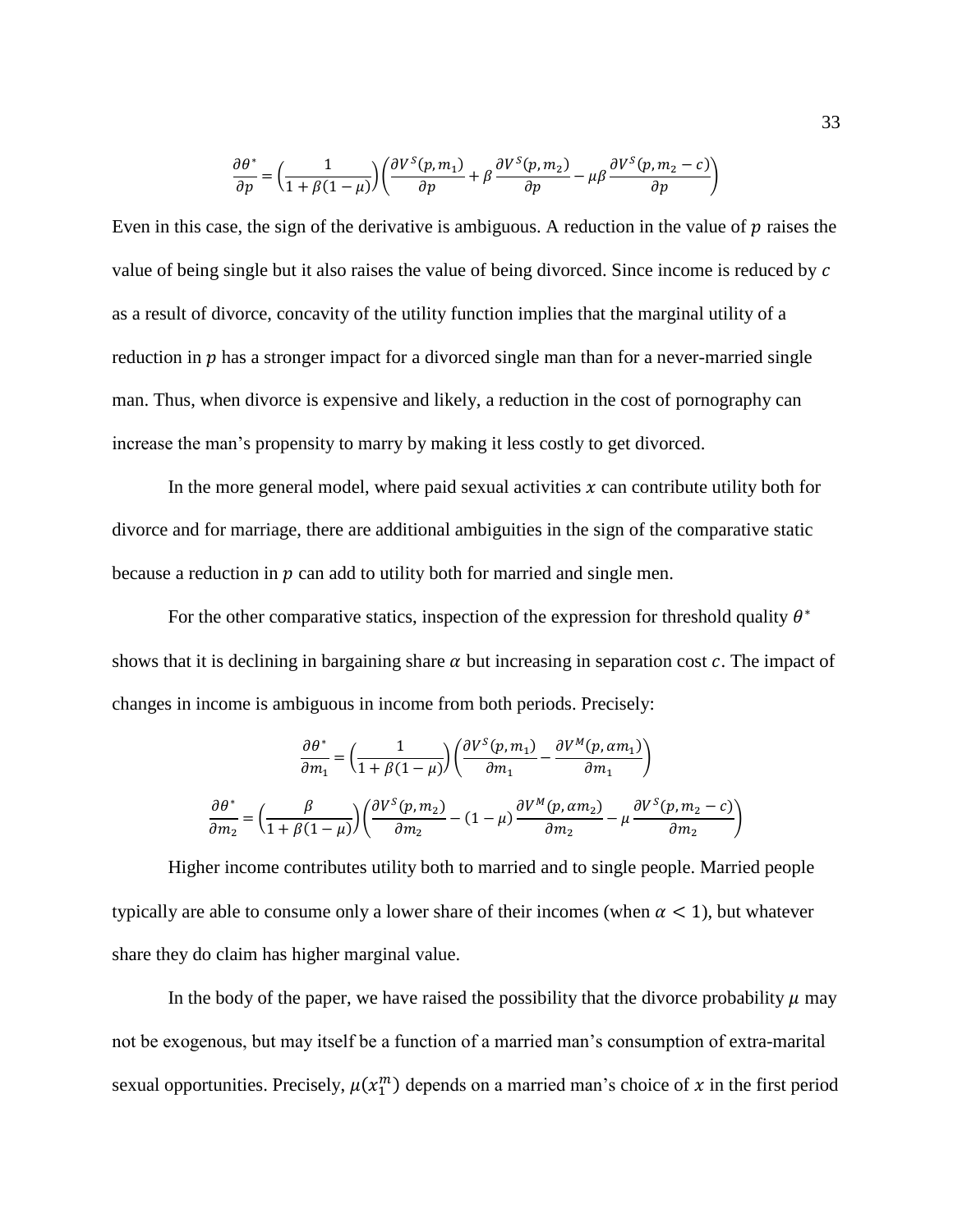$$\frac{\partial \theta^*}{\partial p} = \left(\frac{1}{1+\beta(1-\mu)}\right)\left(\frac{\partial V^S(p, m_1)}{\partial p} + \beta \frac{\partial V^S(p, m_2)}{\partial p} - \mu\beta \frac{\partial V^S(p, m_2 - c)}{\partial p}\right)$$

Even in this case, the sign of the derivative is ambiguous. A reduction in the value of $p$ raises the value of being single but it also raises the value of being divorced. Since income is reduced by $c$ as a result of divorce, concavity of the utility function implies that the marginal utility of a reduction in $p$ has a stronger impact for a divorced single man than for a never-married single man. Thus, when divorce is expensive and likely, a reduction in the cost of pornography can increase the man's propensity to marry by making it less costly to get divorced.

In the more general model, where paid sexual activities $x$ can contribute utility both for divorce and for marriage, there are additional ambiguities in the sign of the comparative static because a reduction in $p$ can add to utility both for married and single men.

For the other comparative statics, inspection of the expression for threshold quality $\theta^*$ shows that it is declining in bargaining share $\alpha$ but increasing in separation cost $c$. The impact of changes in income is ambiguous in income from both periods. Precisely:

$$\frac{\partial \theta^*}{\partial m_1} = \left(\frac{1}{1+\beta(1-\mu)}\right)\left(\frac{\partial V^S(p, m_1)}{\partial m_1} - \frac{\partial V^M(p, \alpha m_1)}{\partial m_1}\right)$$

$$\frac{\partial \theta^*}{\partial m_2} = \left(\frac{\beta}{1+\beta(1-\mu)}\right)\left(\frac{\partial V^S(p, m_2)}{\partial m_2} - (1-\mu)\frac{\partial V^M(p, \alpha m_2)}{\partial m_2} - \mu \frac{\partial V^S(p, m_2 - c)}{\partial m_2}\right)$$

Higher income contributes utility both to married and to single people. Married people typically are able to consume only a lower share of their incomes (when $\alpha < 1$), but whatever share they do claim has higher marginal value.

In the body of the paper, we have raised the possibility that the divorce probability $\mu$ may not be exogenous, but may itself be a function of a married man's consumption of extra-marital sexual opportunities. Precisely, $\mu(x_1^m)$ depends on a married man's choice of $x$ in the first period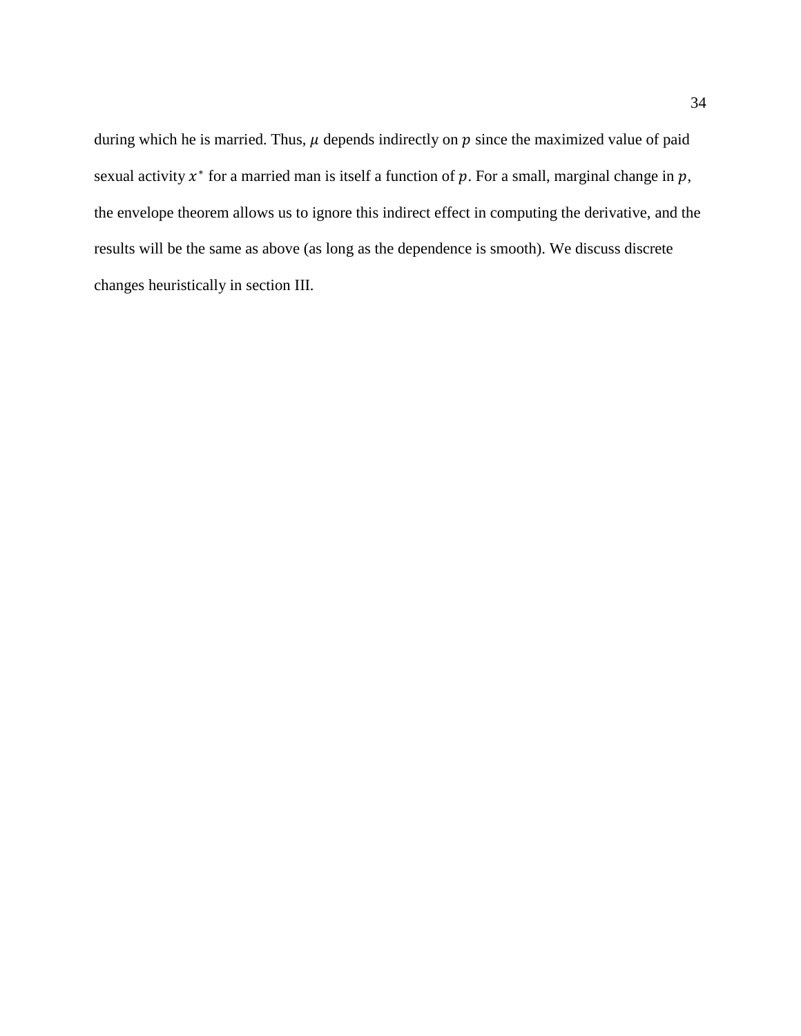during which he is married. Thus, $\mu$ depends indirectly on $p$ since the maximized value of paid sexual activity $x^*$ for a married man is itself a function of $p$. For a small, marginal change in $p$, the envelope theorem allows us to ignore this indirect effect in computing the derivative, and the results will be the same as above (as long as the dependence is smooth). We discuss discrete changes heuristically in section III.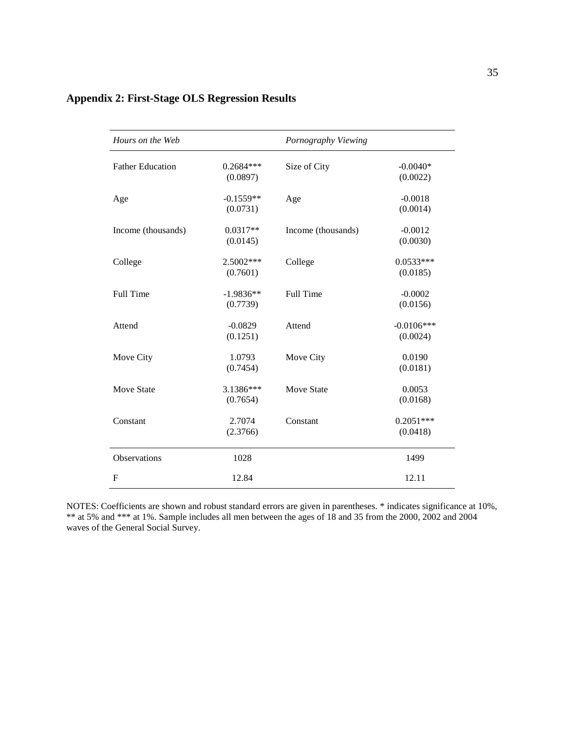## Appendix 2: First-Stage OLS Regression Results

| *Hours on the Web* | | *Pornography Viewing* | |
|---|---|---|---|
| Father Education | 0.2684***<br>(0.0897) | Size of City | -0.0040*<br>(0.0022) |
| Age | -0.1559**<br>(0.0731) | Age | -0.0018<br>(0.0014) |
| Income (thousands) | 0.0317**<br>(0.0145) | Income (thousands) | -0.0012<br>(0.0030) |
| College | 2.5002***<br>(0.7601) | College | 0.0533***<br>(0.0185) |
| Full Time | -1.9836**<br>(0.7739) | Full Time | -0.0002<br>(0.0156) |
| Attend | -0.0829<br>(0.1251) | Attend | -0.0106***<br>(0.0024) |
| Move City | 1.0793<br>(0.7454) | Move City | 0.0190<br>(0.0181) |
| Move State | 3.1386***<br>(0.7654) | Move State | 0.0053<br>(0.0168) |
| Constant | 2.7074<br>(2.3766) | Constant | 0.2051***<br>(0.0418) |
| Observations | 1028 | | 1499 |
| F | 12.84 | | 12.11 |

NOTES: Coefficients are shown and robust standard errors are given in parentheses. * indicates significance at 10%, ** at 5% and *** at 1%. Sample includes all men between the ages of 18 and 35 from the 2000, 2002 and 2004 waves of the General Social Survey.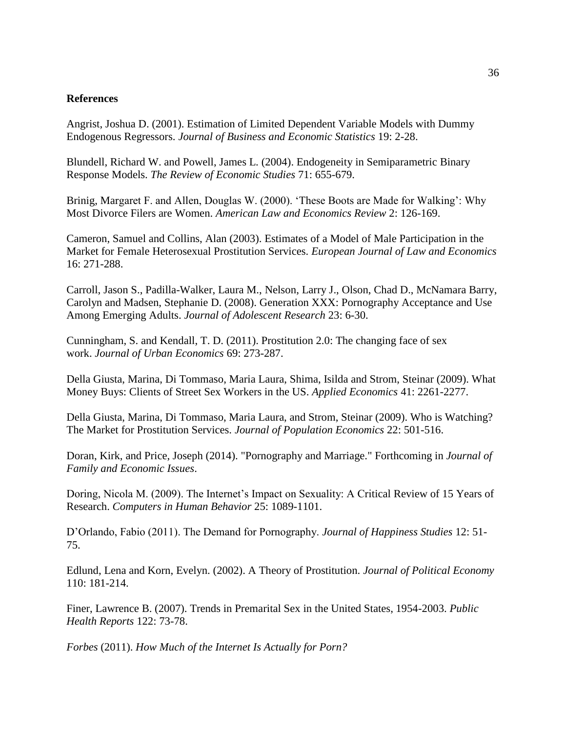## References

Angrist, Joshua D. (2001). Estimation of Limited Dependent Variable Models with Dummy Endogenous Regressors. *Journal of Business and Economic Statistics* 19: 2-28.

Blundell, Richard W. and Powell, James L. (2004). Endogeneity in Semiparametric Binary Response Models. *The Review of Economic Studies* 71: 655-679.

Brinig, Margaret F. and Allen, Douglas W. (2000). 'These Boots are Made for Walking': Why Most Divorce Filers are Women. *American Law and Economics Review* 2: 126-169.

Cameron, Samuel and Collins, Alan (2003). Estimates of a Model of Male Participation in the Market for Female Heterosexual Prostitution Services. *European Journal of Law and Economics* 16: 271-288.

Carroll, Jason S., Padilla-Walker, Laura M., Nelson, Larry J., Olson, Chad D., McNamara Barry, Carolyn and Madsen, Stephanie D. (2008). Generation XXX: Pornography Acceptance and Use Among Emerging Adults. *Journal of Adolescent Research* 23: 6-30.

Cunningham, S. and Kendall, T. D. (2011). Prostitution 2.0: The changing face of sex work. *Journal of Urban Economics* 69: 273-287.

Della Giusta, Marina, Di Tommaso, Maria Laura, Shima, Isilda and Strom, Steinar (2009). What Money Buys: Clients of Street Sex Workers in the US. *Applied Economics* 41: 2261-2277.

Della Giusta, Marina, Di Tommaso, Maria Laura, and Strom, Steinar (2009). Who is Watching? The Market for Prostitution Services. *Journal of Population Economics* 22: 501-516.

Doran, Kirk, and Price, Joseph (2014). "Pornography and Marriage." Forthcoming in *Journal of Family and Economic Issues*.

Doring, Nicola M. (2009). The Internet's Impact on Sexuality: A Critical Review of 15 Years of Research. *Computers in Human Behavior* 25: 1089-1101.

D'Orlando, Fabio (2011). The Demand for Pornography. *Journal of Happiness Studies* 12: 51-75.

Edlund, Lena and Korn, Evelyn. (2002). A Theory of Prostitution. *Journal of Political Economy* 110: 181-214.

Finer, Lawrence B. (2007). Trends in Premarital Sex in the United States, 1954-2003. *Public Health Reports* 122: 73-78.

*Forbes* (2011). *How Much of the Internet Is Actually for Porn?*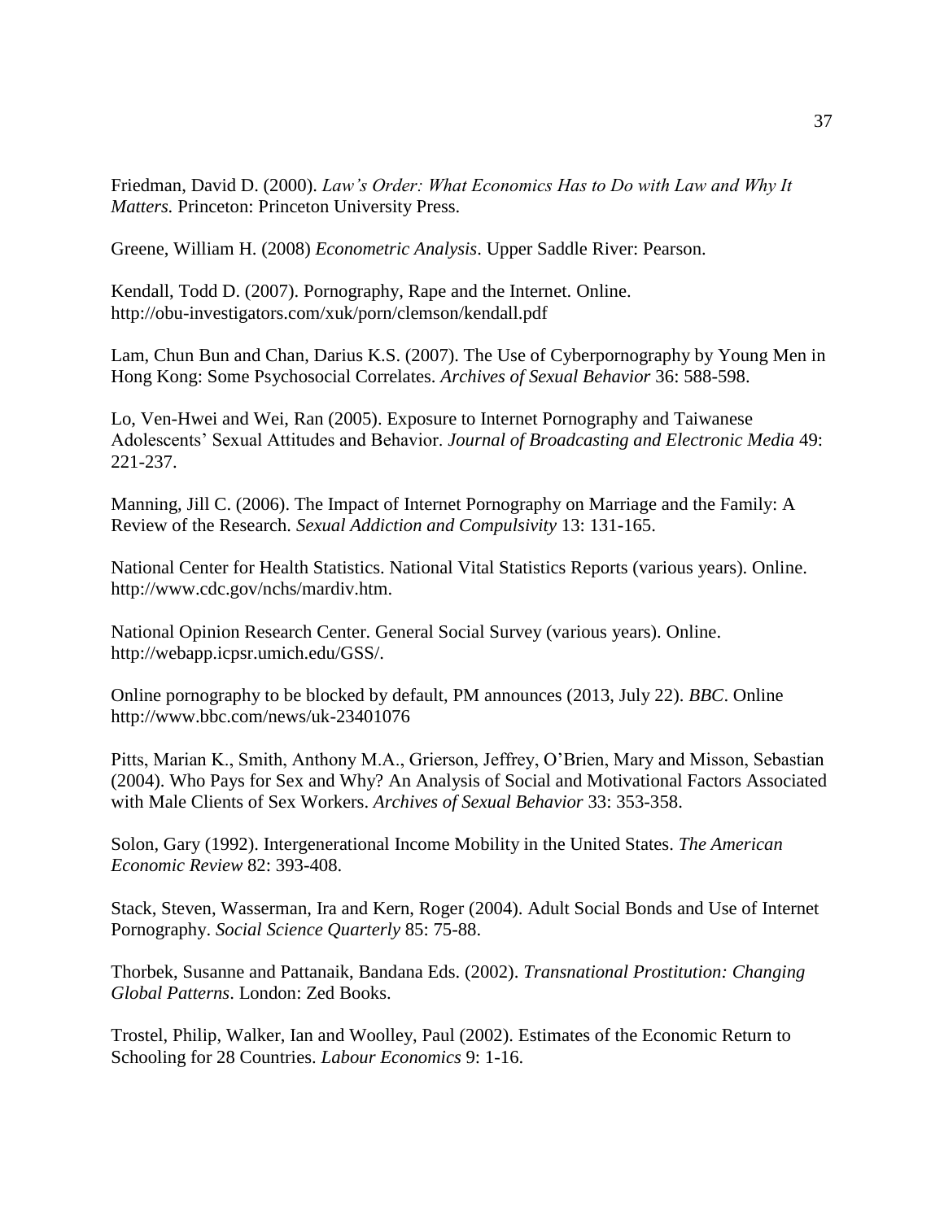Friedman, David D. (2000). *Law's Order: What Economics Has to Do with Law and Why It Matters.* Princeton: Princeton University Press.

Greene, William H. (2008) *Econometric Analysis*. Upper Saddle River: Pearson.

Kendall, Todd D. (2007). Pornography, Rape and the Internet. Online. http://obu-investigators.com/xuk/porn/clemson/kendall.pdf

Lam, Chun Bun and Chan, Darius K.S. (2007). The Use of Cyberpornography by Young Men in Hong Kong: Some Psychosocial Correlates. *Archives of Sexual Behavior* 36: 588-598.

Lo, Ven-Hwei and Wei, Ran (2005). Exposure to Internet Pornography and Taiwanese Adolescents' Sexual Attitudes and Behavior. *Journal of Broadcasting and Electronic Media* 49: 221-237.

Manning, Jill C. (2006). The Impact of Internet Pornography on Marriage and the Family: A Review of the Research. *Sexual Addiction and Compulsivity* 13: 131-165.

National Center for Health Statistics. National Vital Statistics Reports (various years). Online. http://www.cdc.gov/nchs/mardiv.htm.

National Opinion Research Center. General Social Survey (various years). Online. http://webapp.icpsr.umich.edu/GSS/.

Online pornography to be blocked by default, PM announces (2013, July 22). *BBC*. Online http://www.bbc.com/news/uk-23401076

Pitts, Marian K., Smith, Anthony M.A., Grierson, Jeffrey, O'Brien, Mary and Misson, Sebastian (2004). Who Pays for Sex and Why? An Analysis of Social and Motivational Factors Associated with Male Clients of Sex Workers. *Archives of Sexual Behavior* 33: 353-358.

Solon, Gary (1992). Intergenerational Income Mobility in the United States. *The American Economic Review* 82: 393-408.

Stack, Steven, Wasserman, Ira and Kern, Roger (2004). Adult Social Bonds and Use of Internet Pornography. *Social Science Quarterly* 85: 75-88.

Thorbek, Susanne and Pattanaik, Bandana Eds. (2002). *Transnational Prostitution: Changing Global Patterns*. London: Zed Books.

Trostel, Philip, Walker, Ian and Woolley, Paul (2002). Estimates of the Economic Return to Schooling for 28 Countries. *Labour Economics* 9: 1-16.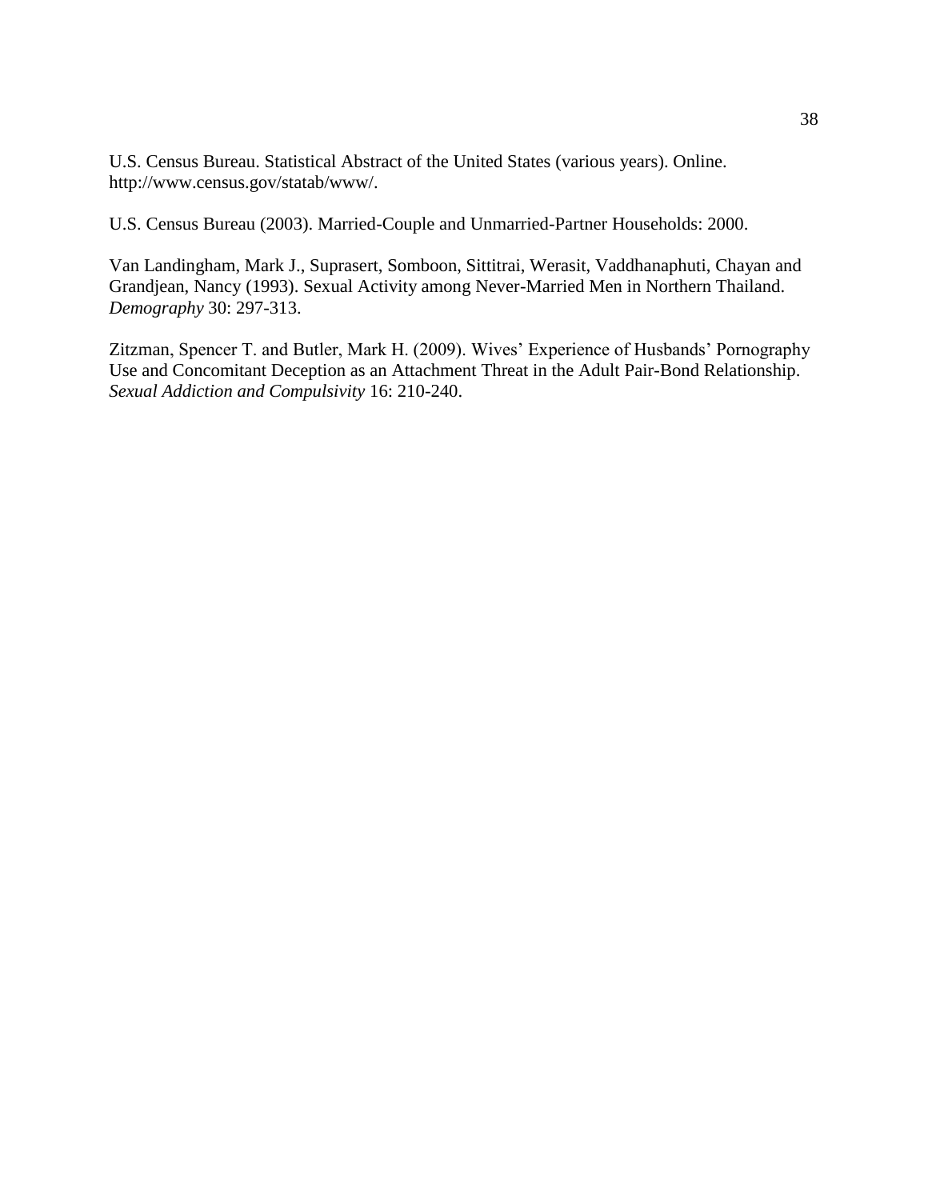U.S. Census Bureau. Statistical Abstract of the United States (various years). Online. http://www.census.gov/statab/www/.

U.S. Census Bureau (2003). Married-Couple and Unmarried-Partner Households: 2000.

Van Landingham, Mark J., Suprasert, Somboon, Sittitrai, Werasit, Vaddhanaphuti, Chayan and Grandjean, Nancy (1993). Sexual Activity among Never-Married Men in Northern Thailand. *Demography* 30: 297-313.

Zitzman, Spencer T. and Butler, Mark H. (2009). Wives' Experience of Husbands' Pornography Use and Concomitant Deception as an Attachment Threat in the Adult Pair-Bond Relationship. *Sexual Addiction and Compulsivity* 16: 210-240.